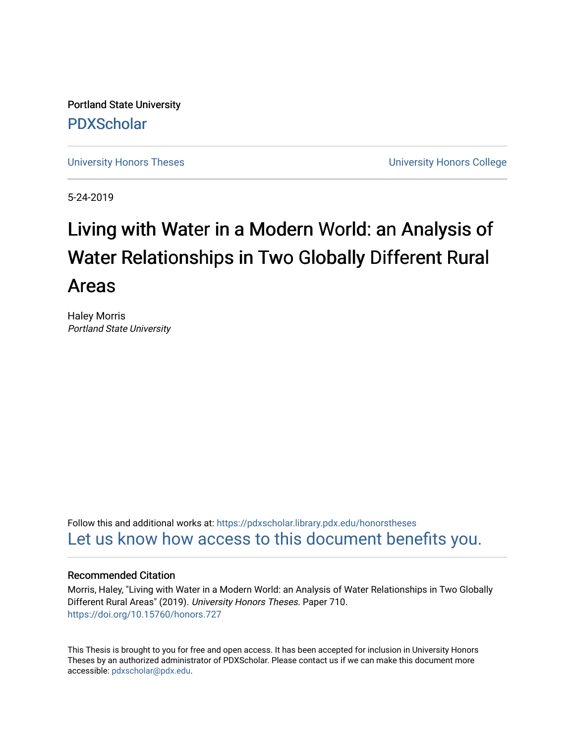Portland State University

PDXScholar

University Honors Theses University Honors College

5-24-2019

# Living with Water in a Modern World: an Analysis of Water Relationships in Two Globally Different Rural Areas

Haley Morris
*Portland State University*

Follow this and additional works at: https://pdxscholar.library.pdx.edu/honorstheses

Let us know how access to this document benefits you.

### Recommended Citation

Morris, Haley, "Living with Water in a Modern World: an Analysis of Water Relationships in Two Globally Different Rural Areas" (2019). *University Honors Theses.* Paper 710.
https://doi.org/10.15760/honors.727

This Thesis is brought to you for free and open access. It has been accepted for inclusion in University Honors Theses by an authorized administrator of PDXScholar. Please contact us if we can make this document more accessible: pdxscholar@pdx.edu.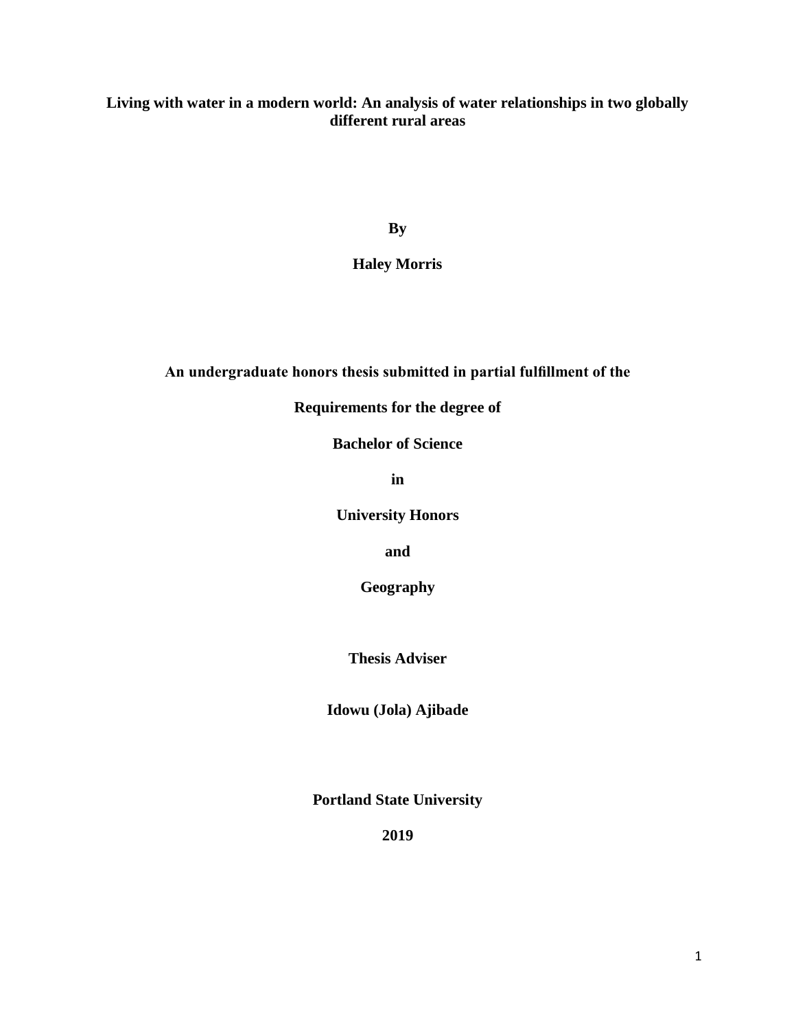# Living with water in a modern world: An analysis of water relationships in two globally different rural areas

**By**

**Haley Morris**

**An undergraduate honors thesis submitted in partial fulfillment of the**

**Requirements for the degree of**

**Bachelor of Science**

**in**

**University Honors**

**and**

**Geography**

**Thesis Adviser**

**Idowu (Jola) Ajibade**

**Portland State University**

**2019**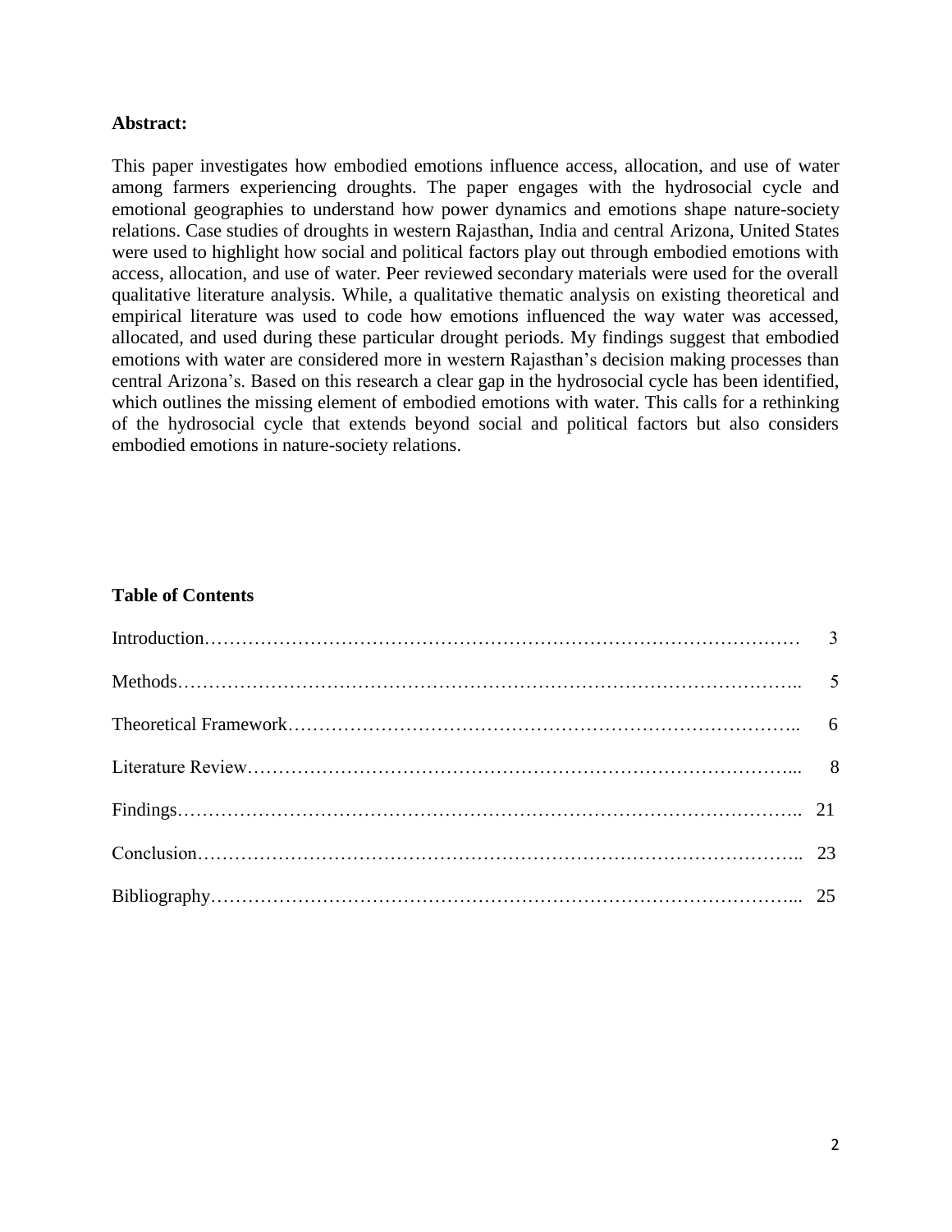**Abstract:**

This paper investigates how embodied emotions influence access, allocation, and use of water among farmers experiencing droughts. The paper engages with the hydrosocial cycle and emotional geographies to understand how power dynamics and emotions shape nature-society relations. Case studies of droughts in western Rajasthan, India and central Arizona, United States were used to highlight how social and political factors play out through embodied emotions with access, allocation, and use of water. Peer reviewed secondary materials were used for the overall qualitative literature analysis. While, a qualitative thematic analysis on existing theoretical and empirical literature was used to code how emotions influenced the way water was accessed, allocated, and used during these particular drought periods. My findings suggest that embodied emotions with water are considered more in western Rajasthan's decision making processes than central Arizona's. Based on this research a clear gap in the hydrosocial cycle has been identified, which outlines the missing element of embodied emotions with water. This calls for a rethinking of the hydrosocial cycle that extends beyond social and political factors but also considers embodied emotions in nature-society relations.

**Table of Contents**

| | |
|---|---|
| Introduction……………………………………………………………………………………… | 3 |
| Methods……………………………………………………………………………………….. | 5 |
| Theoretical Framework……………………………………………………………………….. | 6 |
| Literature Review…………………………………………………………………………... | 8 |
| Findings……………………………………………………………………………………….. | 21 |
| Conclusion……………………………………………………………………………………….. | 23 |
| Bibliography…………………………………………………………………………………... | 25 |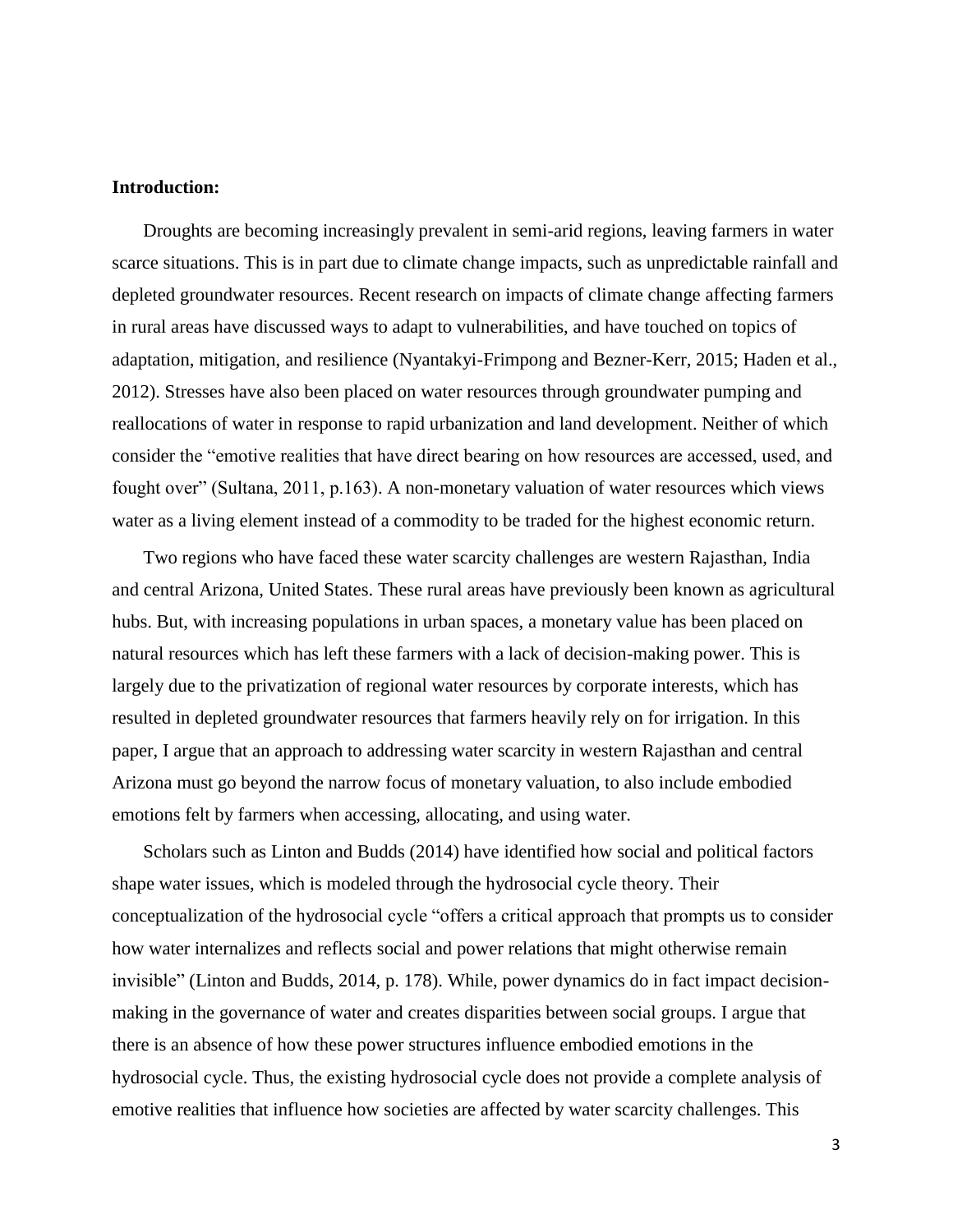**Introduction:**

Droughts are becoming increasingly prevalent in semi-arid regions, leaving farmers in water scarce situations. This is in part due to climate change impacts, such as unpredictable rainfall and depleted groundwater resources. Recent research on impacts of climate change affecting farmers in rural areas have discussed ways to adapt to vulnerabilities, and have touched on topics of adaptation, mitigation, and resilience (Nyantakyi-Frimpong and Bezner-Kerr, 2015; Haden et al., 2012). Stresses have also been placed on water resources through groundwater pumping and reallocations of water in response to rapid urbanization and land development. Neither of which consider the "emotive realities that have direct bearing on how resources are accessed, used, and fought over" (Sultana, 2011, p.163). A non-monetary valuation of water resources which views water as a living element instead of a commodity to be traded for the highest economic return.

Two regions who have faced these water scarcity challenges are western Rajasthan, India and central Arizona, United States. These rural areas have previously been known as agricultural hubs. But, with increasing populations in urban spaces, a monetary value has been placed on natural resources which has left these farmers with a lack of decision-making power. This is largely due to the privatization of regional water resources by corporate interests, which has resulted in depleted groundwater resources that farmers heavily rely on for irrigation. In this paper, I argue that an approach to addressing water scarcity in western Rajasthan and central Arizona must go beyond the narrow focus of monetary valuation, to also include embodied emotions felt by farmers when accessing, allocating, and using water.

Scholars such as Linton and Budds (2014) have identified how social and political factors shape water issues, which is modeled through the hydrosocial cycle theory. Their conceptualization of the hydrosocial cycle "offers a critical approach that prompts us to consider how water internalizes and reflects social and power relations that might otherwise remain invisible" (Linton and Budds, 2014, p. 178). While, power dynamics do in fact impact decision-making in the governance of water and creates disparities between social groups. I argue that there is an absence of how these power structures influence embodied emotions in the hydrosocial cycle. Thus, the existing hydrosocial cycle does not provide a complete analysis of emotive realities that influence how societies are affected by water scarcity challenges. This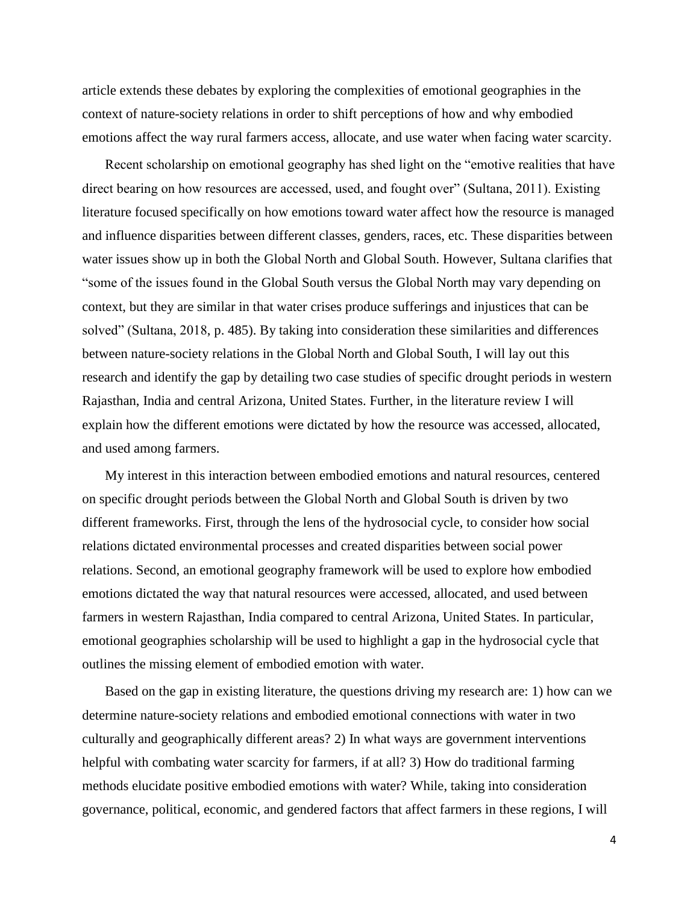article extends these debates by exploring the complexities of emotional geographies in the context of nature-society relations in order to shift perceptions of how and why embodied emotions affect the way rural farmers access, allocate, and use water when facing water scarcity.

Recent scholarship on emotional geography has shed light on the "emotive realities that have direct bearing on how resources are accessed, used, and fought over" (Sultana, 2011). Existing literature focused specifically on how emotions toward water affect how the resource is managed and influence disparities between different classes, genders, races, etc. These disparities between water issues show up in both the Global North and Global South. However, Sultana clarifies that "some of the issues found in the Global South versus the Global North may vary depending on context, but they are similar in that water crises produce sufferings and injustices that can be solved" (Sultana, 2018, p. 485). By taking into consideration these similarities and differences between nature-society relations in the Global North and Global South, I will lay out this research and identify the gap by detailing two case studies of specific drought periods in western Rajasthan, India and central Arizona, United States. Further, in the literature review I will explain how the different emotions were dictated by how the resource was accessed, allocated, and used among farmers.

My interest in this interaction between embodied emotions and natural resources, centered on specific drought periods between the Global North and Global South is driven by two different frameworks. First, through the lens of the hydrosocial cycle, to consider how social relations dictated environmental processes and created disparities between social power relations. Second, an emotional geography framework will be used to explore how embodied emotions dictated the way that natural resources were accessed, allocated, and used between farmers in western Rajasthan, India compared to central Arizona, United States. In particular, emotional geographies scholarship will be used to highlight a gap in the hydrosocial cycle that outlines the missing element of embodied emotion with water.

Based on the gap in existing literature, the questions driving my research are: 1) how can we determine nature-society relations and embodied emotional connections with water in two culturally and geographically different areas? 2) In what ways are government interventions helpful with combating water scarcity for farmers, if at all? 3) How do traditional farming methods elucidate positive embodied emotions with water? While, taking into consideration governance, political, economic, and gendered factors that affect farmers in these regions, I will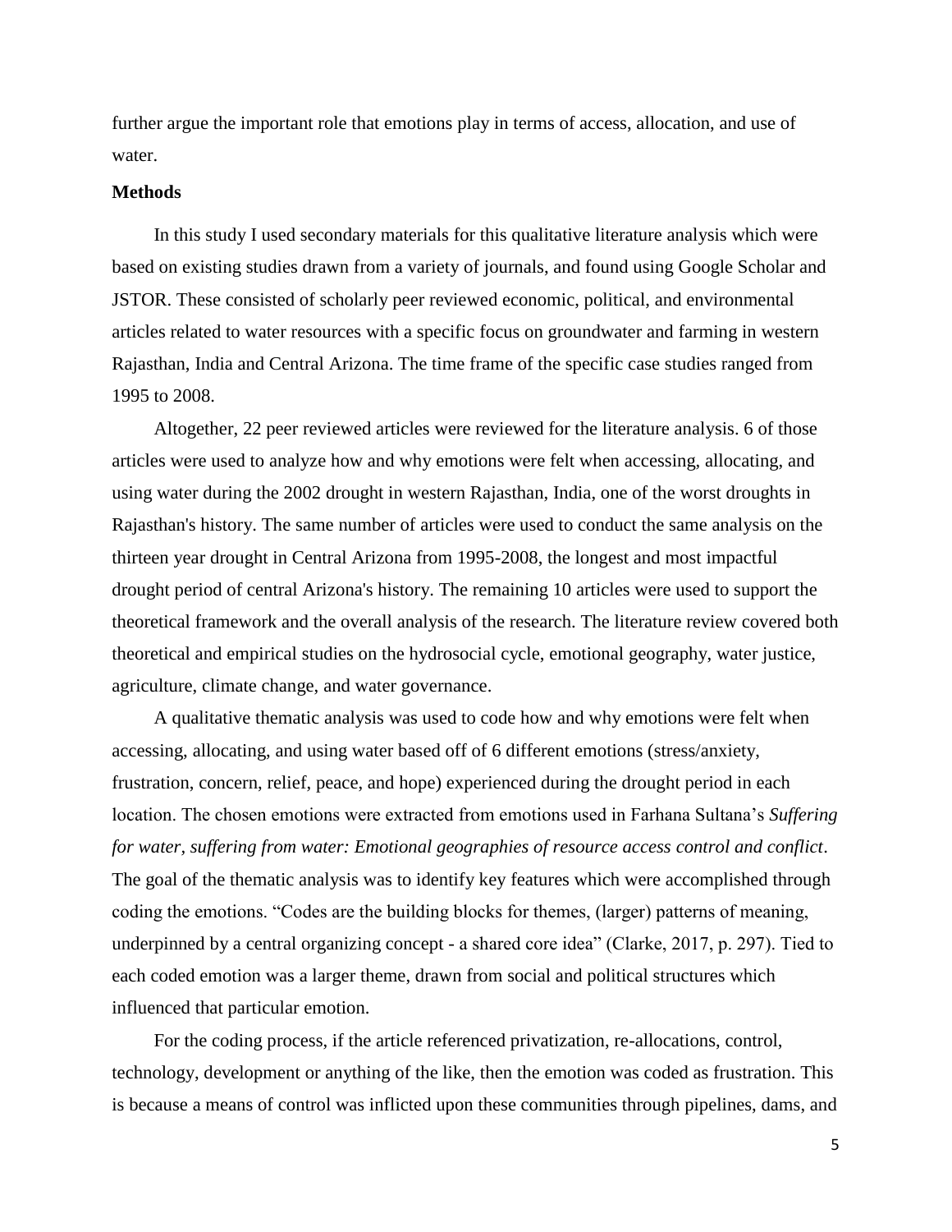further argue the important role that emotions play in terms of access, allocation, and use of water.

**Methods**

In this study I used secondary materials for this qualitative literature analysis which were based on existing studies drawn from a variety of journals, and found using Google Scholar and JSTOR. These consisted of scholarly peer reviewed economic, political, and environmental articles related to water resources with a specific focus on groundwater and farming in western Rajasthan, India and Central Arizona. The time frame of the specific case studies ranged from 1995 to 2008.

Altogether, 22 peer reviewed articles were reviewed for the literature analysis. 6 of those articles were used to analyze how and why emotions were felt when accessing, allocating, and using water during the 2002 drought in western Rajasthan, India, one of the worst droughts in Rajasthan's history. The same number of articles were used to conduct the same analysis on the thirteen year drought in Central Arizona from 1995-2008, the longest and most impactful drought period of central Arizona's history. The remaining 10 articles were used to support the theoretical framework and the overall analysis of the research. The literature review covered both theoretical and empirical studies on the hydrosocial cycle, emotional geography, water justice, agriculture, climate change, and water governance.

A qualitative thematic analysis was used to code how and why emotions were felt when accessing, allocating, and using water based off of 6 different emotions (stress/anxiety, frustration, concern, relief, peace, and hope) experienced during the drought period in each location. The chosen emotions were extracted from emotions used in Farhana Sultana's *Suffering for water, suffering from water: Emotional geographies of resource access control and conflict*. The goal of the thematic analysis was to identify key features which were accomplished through coding the emotions. "Codes are the building blocks for themes, (larger) patterns of meaning, underpinned by a central organizing concept - a shared core idea" (Clarke, 2017, p. 297). Tied to each coded emotion was a larger theme, drawn from social and political structures which influenced that particular emotion.

For the coding process, if the article referenced privatization, re-allocations, control, technology, development or anything of the like, then the emotion was coded as frustration. This is because a means of control was inflicted upon these communities through pipelines, dams, and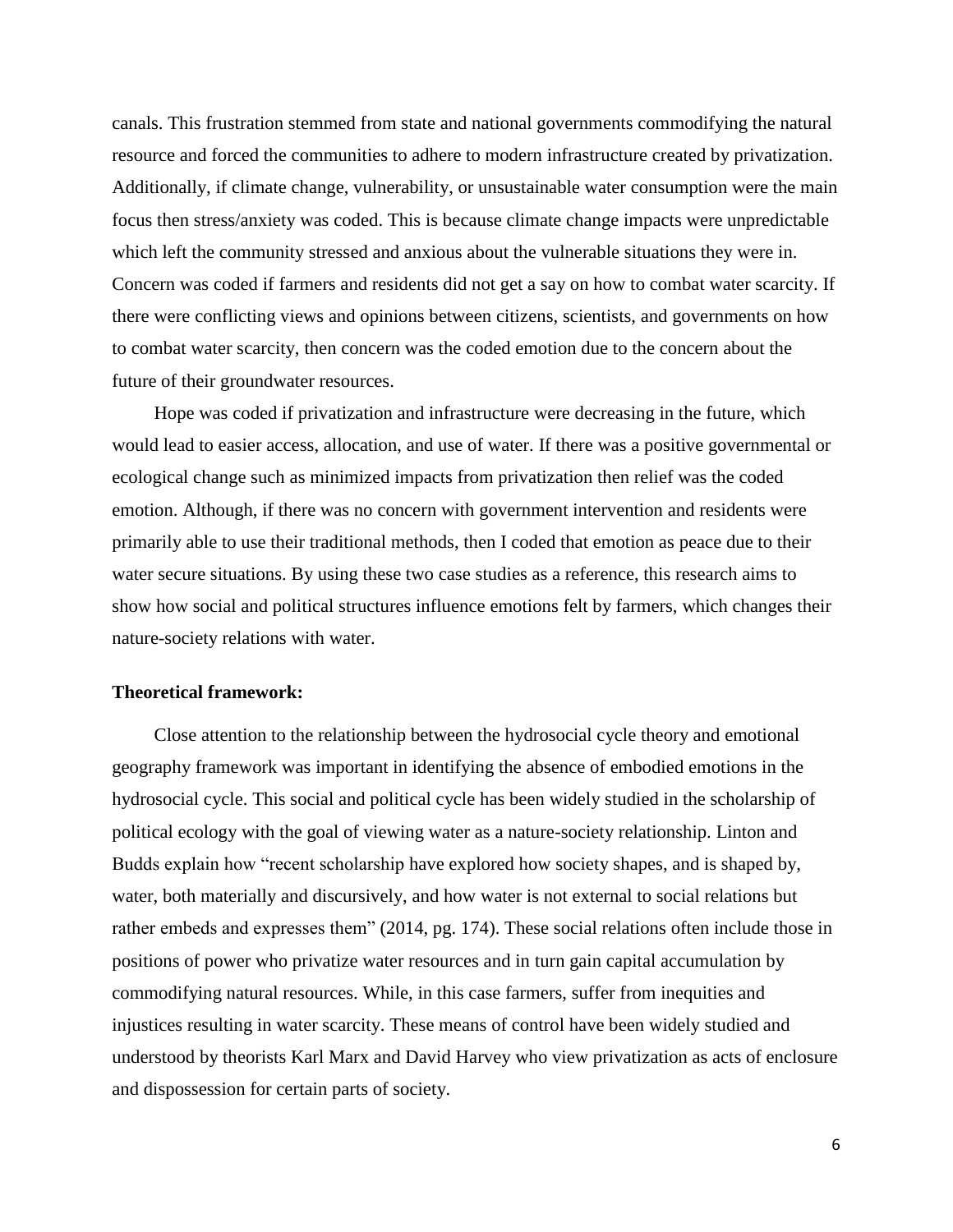canals. This frustration stemmed from state and national governments commodifying the natural resource and forced the communities to adhere to modern infrastructure created by privatization. Additionally, if climate change, vulnerability, or unsustainable water consumption were the main focus then stress/anxiety was coded. This is because climate change impacts were unpredictable which left the community stressed and anxious about the vulnerable situations they were in. Concern was coded if farmers and residents did not get a say on how to combat water scarcity. If there were conflicting views and opinions between citizens, scientists, and governments on how to combat water scarcity, then concern was the coded emotion due to the concern about the future of their groundwater resources.

Hope was coded if privatization and infrastructure were decreasing in the future, which would lead to easier access, allocation, and use of water. If there was a positive governmental or ecological change such as minimized impacts from privatization then relief was the coded emotion. Although, if there was no concern with government intervention and residents were primarily able to use their traditional methods, then I coded that emotion as peace due to their water secure situations. By using these two case studies as a reference, this research aims to show how social and political structures influence emotions felt by farmers, which changes their nature-society relations with water.

**Theoretical framework:**

Close attention to the relationship between the hydrosocial cycle theory and emotional geography framework was important in identifying the absence of embodied emotions in the hydrosocial cycle. This social and political cycle has been widely studied in the scholarship of political ecology with the goal of viewing water as a nature-society relationship. Linton and Budds explain how "recent scholarship have explored how society shapes, and is shaped by, water, both materially and discursively, and how water is not external to social relations but rather embeds and expresses them" (2014, pg. 174). These social relations often include those in positions of power who privatize water resources and in turn gain capital accumulation by commodifying natural resources. While, in this case farmers, suffer from inequities and injustices resulting in water scarcity. These means of control have been widely studied and understood by theorists Karl Marx and David Harvey who view privatization as acts of enclosure and dispossession for certain parts of society.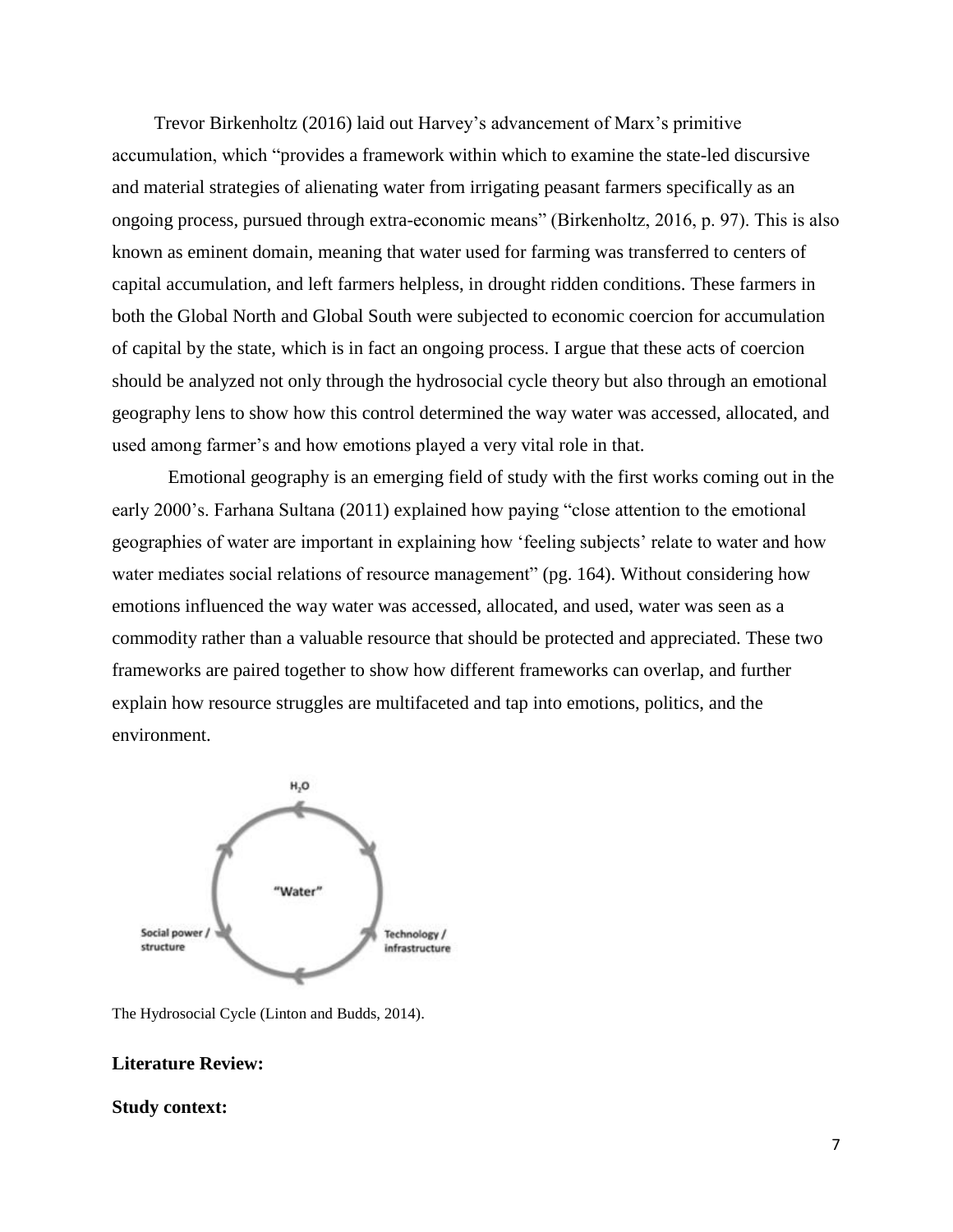Trevor Birkenholtz (2016) laid out Harvey's advancement of Marx's primitive accumulation, which "provides a framework within which to examine the state-led discursive and material strategies of alienating water from irrigating peasant farmers specifically as an ongoing process, pursued through extra-economic means" (Birkenholtz, 2016, p. 97). This is also known as eminent domain, meaning that water used for farming was transferred to centers of capital accumulation, and left farmers helpless, in drought ridden conditions. These farmers in both the Global North and Global South were subjected to economic coercion for accumulation of capital by the state, which is in fact an ongoing process. I argue that these acts of coercion should be analyzed not only through the hydrosocial cycle theory but also through an emotional geography lens to show how this control determined the way water was accessed, allocated, and used among farmer's and how emotions played a very vital role in that.

Emotional geography is an emerging field of study with the first works coming out in the early 2000's. Farhana Sultana (2011) explained how paying "close attention to the emotional geographies of water are important in explaining how 'feeling subjects' relate to water and how water mediates social relations of resource management" (pg. 164). Without considering how emotions influenced the way water was accessed, allocated, and used, water was seen as a commodity rather than a valuable resource that should be protected and appreciated. These two frameworks are paired together to show how different frameworks can overlap, and further explain how resource struggles are multifaceted and tap into emotions, politics, and the environment.

The Hydrosocial Cycle (Linton and Budds, 2014).

**Literature Review:**

**Study context:**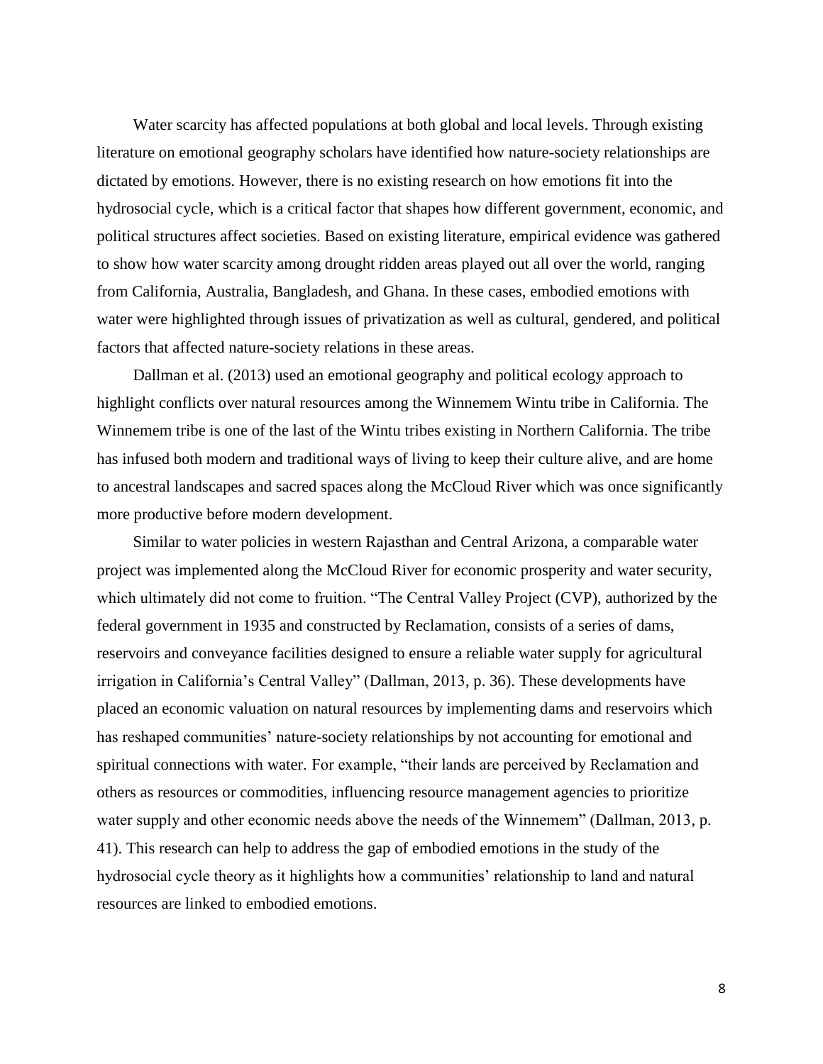Water scarcity has affected populations at both global and local levels. Through existing literature on emotional geography scholars have identified how nature-society relationships are dictated by emotions. However, there is no existing research on how emotions fit into the hydrosocial cycle, which is a critical factor that shapes how different government, economic, and political structures affect societies. Based on existing literature, empirical evidence was gathered to show how water scarcity among drought ridden areas played out all over the world, ranging from California, Australia, Bangladesh, and Ghana. In these cases, embodied emotions with water were highlighted through issues of privatization as well as cultural, gendered, and political factors that affected nature-society relations in these areas.

Dallman et al. (2013) used an emotional geography and political ecology approach to highlight conflicts over natural resources among the Winnemem Wintu tribe in California. The Winnemem tribe is one of the last of the Wintu tribes existing in Northern California. The tribe has infused both modern and traditional ways of living to keep their culture alive, and are home to ancestral landscapes and sacred spaces along the McCloud River which was once significantly more productive before modern development.

Similar to water policies in western Rajasthan and Central Arizona, a comparable water project was implemented along the McCloud River for economic prosperity and water security, which ultimately did not come to fruition. "The Central Valley Project (CVP), authorized by the federal government in 1935 and constructed by Reclamation, consists of a series of dams, reservoirs and conveyance facilities designed to ensure a reliable water supply for agricultural irrigation in California's Central Valley" (Dallman, 2013, p. 36). These developments have placed an economic valuation on natural resources by implementing dams and reservoirs which has reshaped communities' nature-society relationships by not accounting for emotional and spiritual connections with water. For example, "their lands are perceived by Reclamation and others as resources or commodities, influencing resource management agencies to prioritize water supply and other economic needs above the needs of the Winnemem" (Dallman, 2013, p. 41). This research can help to address the gap of embodied emotions in the study of the hydrosocial cycle theory as it highlights how a communities' relationship to land and natural resources are linked to embodied emotions.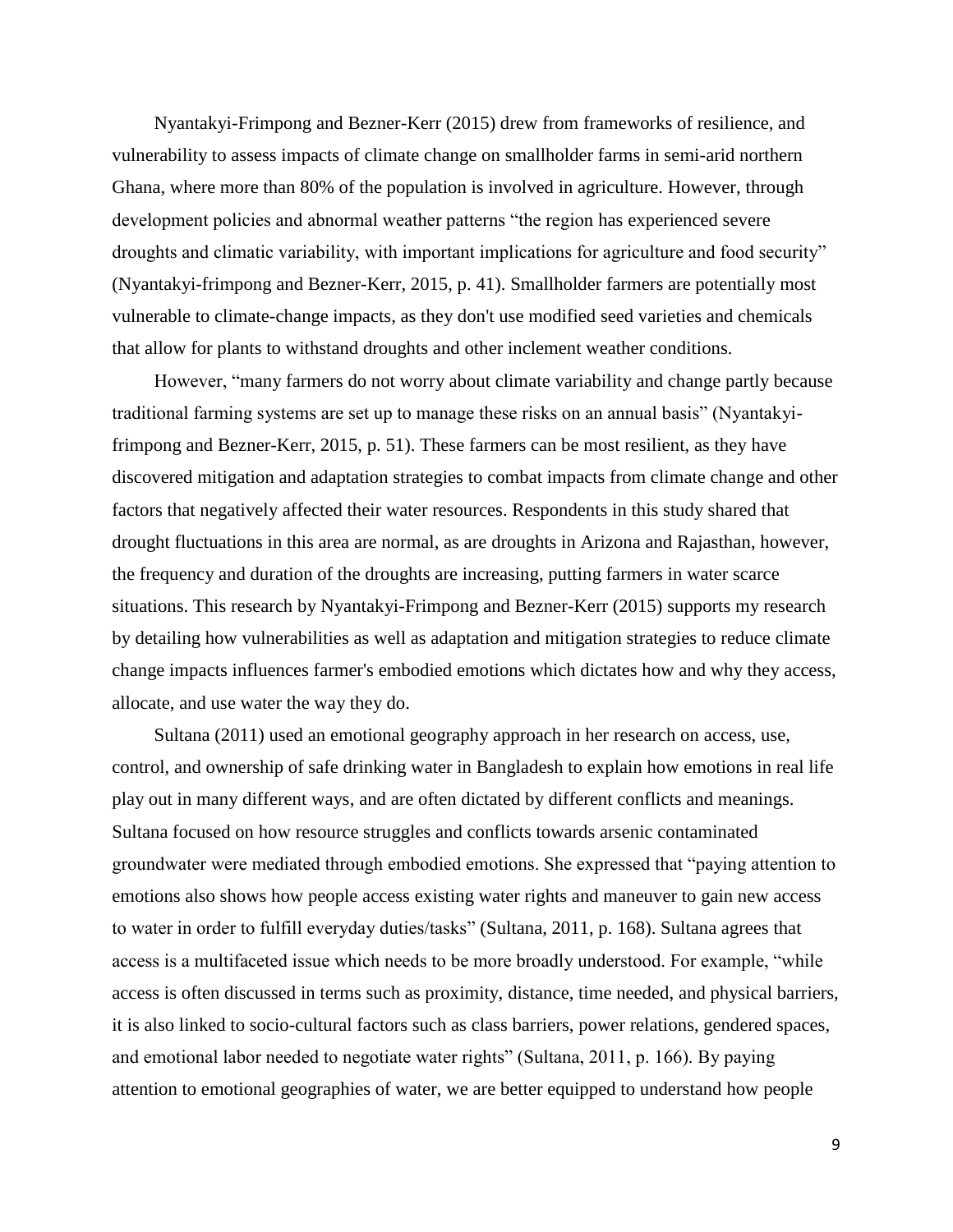Nyantakyi-Frimpong and Bezner-Kerr (2015) drew from frameworks of resilience, and vulnerability to assess impacts of climate change on smallholder farms in semi-arid northern Ghana, where more than 80% of the population is involved in agriculture. However, through development policies and abnormal weather patterns "the region has experienced severe droughts and climatic variability, with important implications for agriculture and food security" (Nyantakyi-frimpong and Bezner-Kerr, 2015, p. 41). Smallholder farmers are potentially most vulnerable to climate-change impacts, as they don't use modified seed varieties and chemicals that allow for plants to withstand droughts and other inclement weather conditions.

However, "many farmers do not worry about climate variability and change partly because traditional farming systems are set up to manage these risks on an annual basis" (Nyantakyi-frimpong and Bezner-Kerr, 2015, p. 51). These farmers can be most resilient, as they have discovered mitigation and adaptation strategies to combat impacts from climate change and other factors that negatively affected their water resources. Respondents in this study shared that drought fluctuations in this area are normal, as are droughts in Arizona and Rajasthan, however, the frequency and duration of the droughts are increasing, putting farmers in water scarce situations. This research by Nyantakyi-Frimpong and Bezner-Kerr (2015) supports my research by detailing how vulnerabilities as well as adaptation and mitigation strategies to reduce climate change impacts influences farmer's embodied emotions which dictates how and why they access, allocate, and use water the way they do.

Sultana (2011) used an emotional geography approach in her research on access, use, control, and ownership of safe drinking water in Bangladesh to explain how emotions in real life play out in many different ways, and are often dictated by different conflicts and meanings. Sultana focused on how resource struggles and conflicts towards arsenic contaminated groundwater were mediated through embodied emotions. She expressed that "paying attention to emotions also shows how people access existing water rights and maneuver to gain new access to water in order to fulfill everyday duties/tasks" (Sultana, 2011, p. 168). Sultana agrees that access is a multifaceted issue which needs to be more broadly understood. For example, "while access is often discussed in terms such as proximity, distance, time needed, and physical barriers, it is also linked to socio-cultural factors such as class barriers, power relations, gendered spaces, and emotional labor needed to negotiate water rights" (Sultana, 2011, p. 166). By paying attention to emotional geographies of water, we are better equipped to understand how people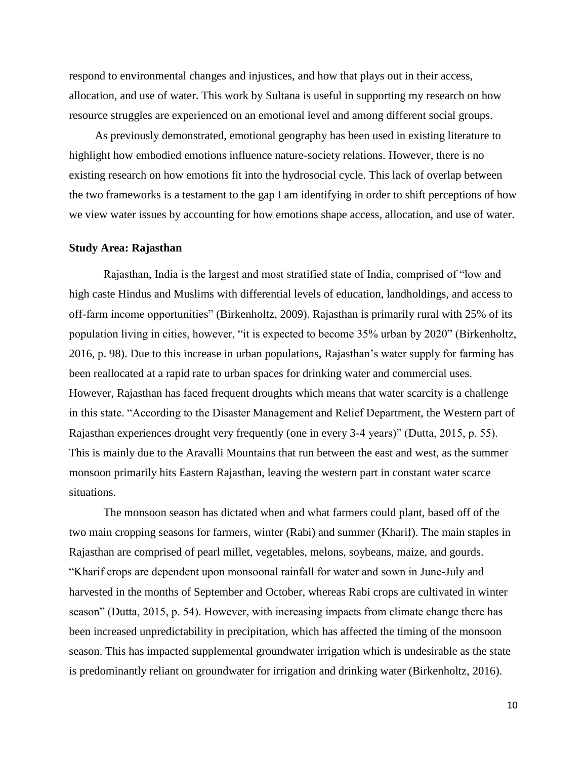respond to environmental changes and injustices, and how that plays out in their access, allocation, and use of water. This work by Sultana is useful in supporting my research on how resource struggles are experienced on an emotional level and among different social groups.

As previously demonstrated, emotional geography has been used in existing literature to highlight how embodied emotions influence nature-society relations. However, there is no existing research on how emotions fit into the hydrosocial cycle. This lack of overlap between the two frameworks is a testament to the gap I am identifying in order to shift perceptions of how we view water issues by accounting for how emotions shape access, allocation, and use of water.

## Study Area: Rajasthan

Rajasthan, India is the largest and most stratified state of India, comprised of "low and high caste Hindus and Muslims with differential levels of education, landholdings, and access to off-farm income opportunities" (Birkenholtz, 2009). Rajasthan is primarily rural with 25% of its population living in cities, however, "it is expected to become 35% urban by 2020" (Birkenholtz, 2016, p. 98). Due to this increase in urban populations, Rajasthan's water supply for farming has been reallocated at a rapid rate to urban spaces for drinking water and commercial uses. However, Rajasthan has faced frequent droughts which means that water scarcity is a challenge in this state. "According to the Disaster Management and Relief Department, the Western part of Rajasthan experiences drought very frequently (one in every 3-4 years)" (Dutta, 2015, p. 55). This is mainly due to the Aravalli Mountains that run between the east and west, as the summer monsoon primarily hits Eastern Rajasthan, leaving the western part in constant water scarce situations.

The monsoon season has dictated when and what farmers could plant, based off of the two main cropping seasons for farmers, winter (Rabi) and summer (Kharif). The main staples in Rajasthan are comprised of pearl millet, vegetables, melons, soybeans, maize, and gourds. "Kharif crops are dependent upon monsoonal rainfall for water and sown in June-July and harvested in the months of September and October, whereas Rabi crops are cultivated in winter season" (Dutta, 2015, p. 54). However, with increasing impacts from climate change there has been increased unpredictability in precipitation, which has affected the timing of the monsoon season. This has impacted supplemental groundwater irrigation which is undesirable as the state is predominantly reliant on groundwater for irrigation and drinking water (Birkenholtz, 2016).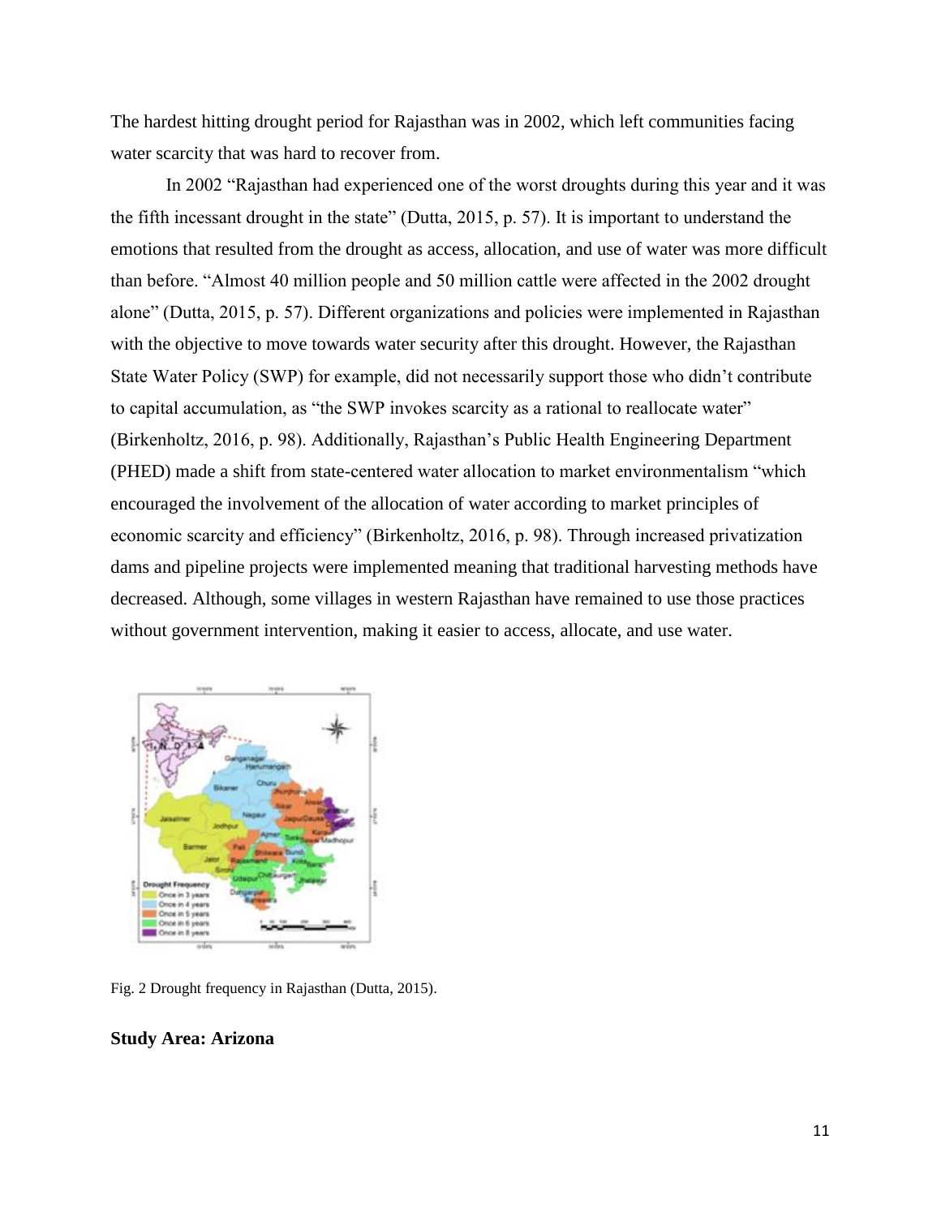The hardest hitting drought period for Rajasthan was in 2002, which left communities facing water scarcity that was hard to recover from.

In 2002 "Rajasthan had experienced one of the worst droughts during this year and it was the fifth incessant drought in the state" (Dutta, 2015, p. 57). It is important to understand the emotions that resulted from the drought as access, allocation, and use of water was more difficult than before. "Almost 40 million people and 50 million cattle were affected in the 2002 drought alone" (Dutta, 2015, p. 57). Different organizations and policies were implemented in Rajasthan with the objective to move towards water security after this drought. However, the Rajasthan State Water Policy (SWP) for example, did not necessarily support those who didn't contribute to capital accumulation, as "the SWP invokes scarcity as a rational to reallocate water" (Birkenholtz, 2016, p. 98). Additionally, Rajasthan's Public Health Engineering Department (PHED) made a shift from state-centered water allocation to market environmentalism "which encouraged the involvement of the allocation of water according to market principles of economic scarcity and efficiency" (Birkenholtz, 2016, p. 98). Through increased privatization dams and pipeline projects were implemented meaning that traditional harvesting methods have decreased. Although, some villages in western Rajasthan have remained to use those practices without government intervention, making it easier to access, allocate, and use water.

Fig. 2 Drought frequency in Rajasthan (Dutta, 2015).

**Study Area: Arizona**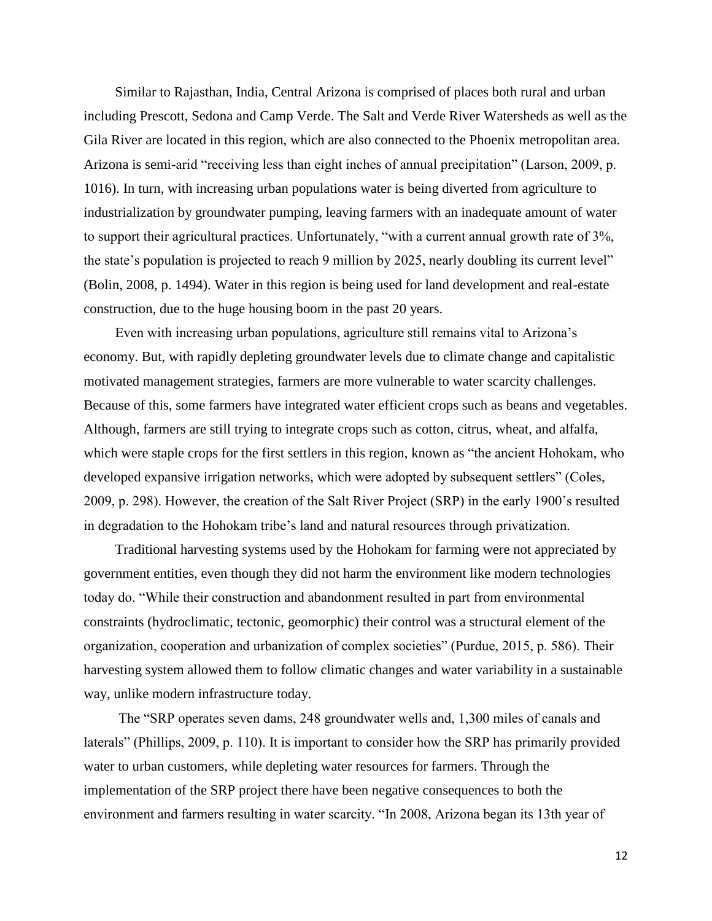Similar to Rajasthan, India, Central Arizona is comprised of places both rural and urban including Prescott, Sedona and Camp Verde. The Salt and Verde River Watersheds as well as the Gila River are located in this region, which are also connected to the Phoenix metropolitan area. Arizona is semi-arid "receiving less than eight inches of annual precipitation" (Larson, 2009, p. 1016). In turn, with increasing urban populations water is being diverted from agriculture to industrialization by groundwater pumping, leaving farmers with an inadequate amount of water to support their agricultural practices. Unfortunately, "with a current annual growth rate of 3%, the state's population is projected to reach 9 million by 2025, nearly doubling its current level" (Bolin, 2008, p. 1494). Water in this region is being used for land development and real-estate construction, due to the huge housing boom in the past 20 years.

Even with increasing urban populations, agriculture still remains vital to Arizona's economy. But, with rapidly depleting groundwater levels due to climate change and capitalistic motivated management strategies, farmers are more vulnerable to water scarcity challenges. Because of this, some farmers have integrated water efficient crops such as beans and vegetables. Although, farmers are still trying to integrate crops such as cotton, citrus, wheat, and alfalfa, which were staple crops for the first settlers in this region, known as "the ancient Hohokam, who developed expansive irrigation networks, which were adopted by subsequent settlers" (Coles, 2009, p. 298). However, the creation of the Salt River Project (SRP) in the early 1900's resulted in degradation to the Hohokam tribe's land and natural resources through privatization.

Traditional harvesting systems used by the Hohokam for farming were not appreciated by government entities, even though they did not harm the environment like modern technologies today do. "While their construction and abandonment resulted in part from environmental constraints (hydroclimatic, tectonic, geomorphic) their control was a structural element of the organization, cooperation and urbanization of complex societies" (Purdue, 2015, p. 586). Their harvesting system allowed them to follow climatic changes and water variability in a sustainable way, unlike modern infrastructure today.

The "SRP operates seven dams, 248 groundwater wells and, 1,300 miles of canals and laterals" (Phillips, 2009, p. 110). It is important to consider how the SRP has primarily provided water to urban customers, while depleting water resources for farmers. Through the implementation of the SRP project there have been negative consequences to both the environment and farmers resulting in water scarcity. "In 2008, Arizona began its 13th year of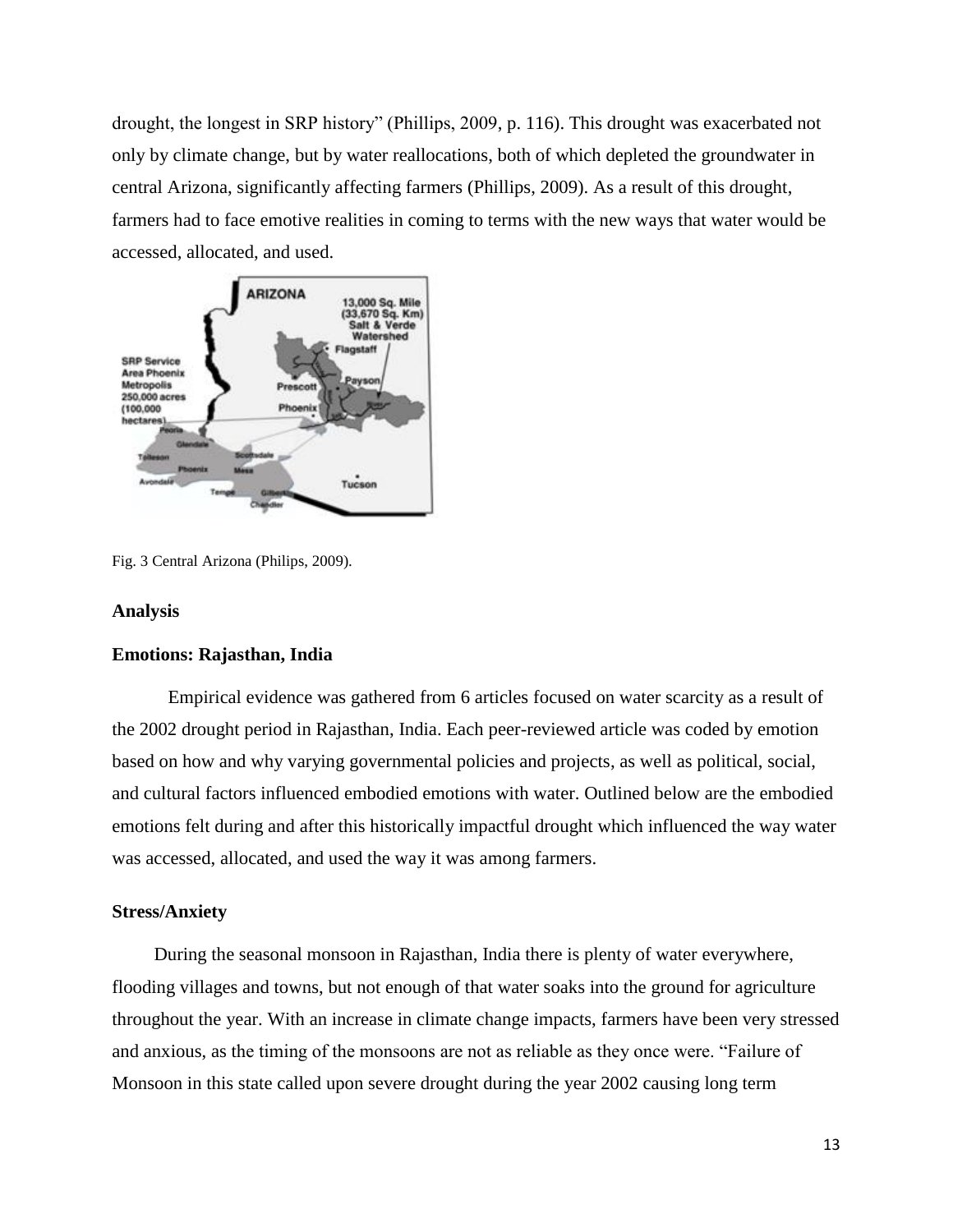drought, the longest in SRP history" (Phillips, 2009, p. 116). This drought was exacerbated not only by climate change, but by water reallocations, both of which depleted the groundwater in central Arizona, significantly affecting farmers (Phillips, 2009). As a result of this drought, farmers had to face emotive realities in coming to terms with the new ways that water would be accessed, allocated, and used.

Fig. 3 Central Arizona (Philips, 2009).

### Analysis

### Emotions: Rajasthan, India

Empirical evidence was gathered from 6 articles focused on water scarcity as a result of the 2002 drought period in Rajasthan, India. Each peer-reviewed article was coded by emotion based on how and why varying governmental policies and projects, as well as political, social, and cultural factors influenced embodied emotions with water. Outlined below are the embodied emotions felt during and after this historically impactful drought which influenced the way water was accessed, allocated, and used the way it was among farmers.

### Stress/Anxiety

During the seasonal monsoon in Rajasthan, India there is plenty of water everywhere, flooding villages and towns, but not enough of that water soaks into the ground for agriculture throughout the year. With an increase in climate change impacts, farmers have been very stressed and anxious, as the timing of the monsoons are not as reliable as they once were. "Failure of Monsoon in this state called upon severe drought during the year 2002 causing long term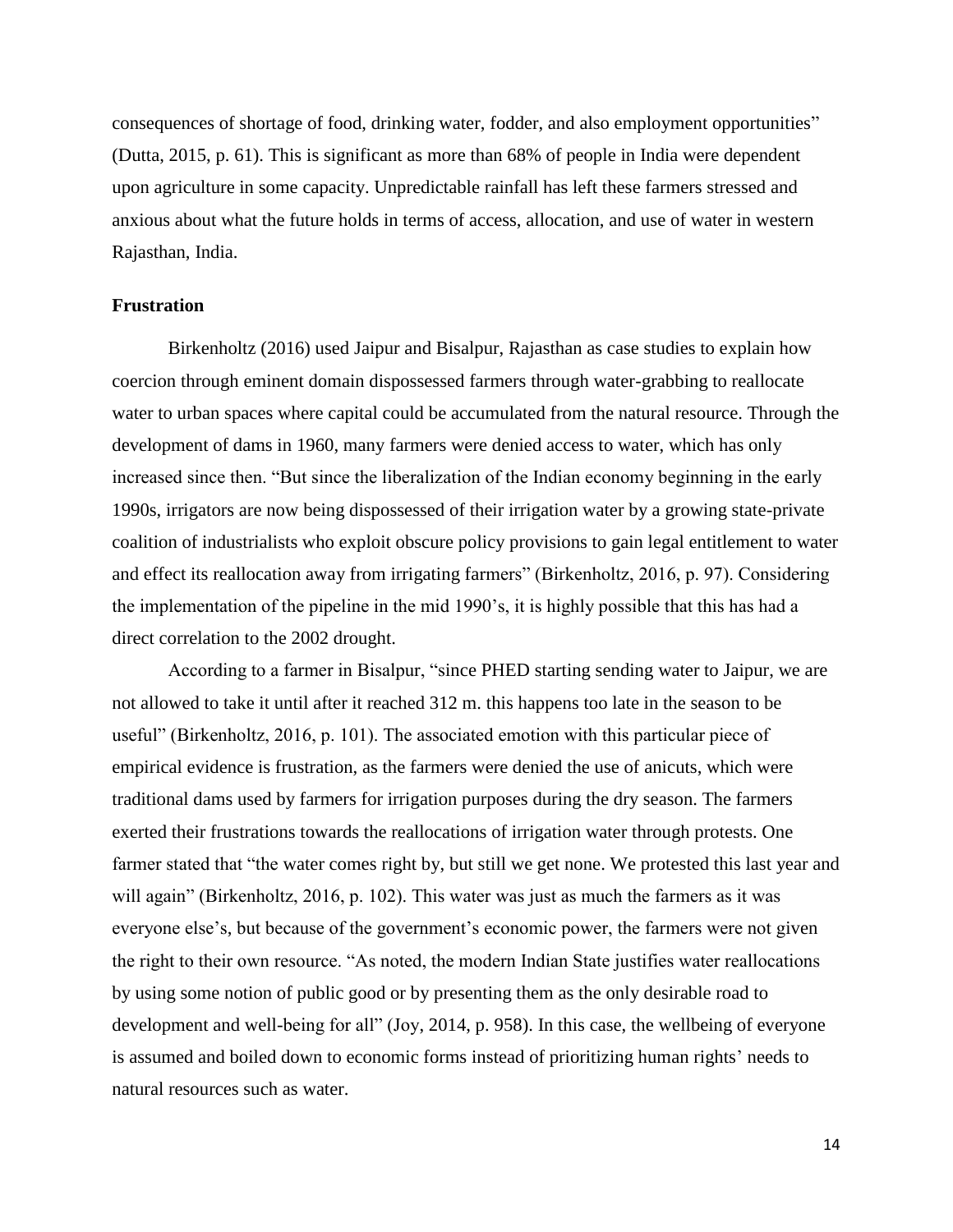consequences of shortage of food, drinking water, fodder, and also employment opportunities" (Dutta, 2015, p. 61). This is significant as more than 68% of people in India were dependent upon agriculture in some capacity. Unpredictable rainfall has left these farmers stressed and anxious about what the future holds in terms of access, allocation, and use of water in western Rajasthan, India.

### Frustration

Birkenholtz (2016) used Jaipur and Bisalpur, Rajasthan as case studies to explain how coercion through eminent domain dispossessed farmers through water-grabbing to reallocate water to urban spaces where capital could be accumulated from the natural resource. Through the development of dams in 1960, many farmers were denied access to water, which has only increased since then. "But since the liberalization of the Indian economy beginning in the early 1990s, irrigators are now being dispossessed of their irrigation water by a growing state-private coalition of industrialists who exploit obscure policy provisions to gain legal entitlement to water and effect its reallocation away from irrigating farmers" (Birkenholtz, 2016, p. 97). Considering the implementation of the pipeline in the mid 1990's, it is highly possible that this has had a direct correlation to the 2002 drought.

According to a farmer in Bisalpur, "since PHED starting sending water to Jaipur, we are not allowed to take it until after it reached 312 m. this happens too late in the season to be useful" (Birkenholtz, 2016, p. 101). The associated emotion with this particular piece of empirical evidence is frustration, as the farmers were denied the use of anicuts, which were traditional dams used by farmers for irrigation purposes during the dry season. The farmers exerted their frustrations towards the reallocations of irrigation water through protests. One farmer stated that "the water comes right by, but still we get none. We protested this last year and will again" (Birkenholtz, 2016, p. 102). This water was just as much the farmers as it was everyone else's, but because of the government's economic power, the farmers were not given the right to their own resource. "As noted, the modern Indian State justifies water reallocations by using some notion of public good or by presenting them as the only desirable road to development and well-being for all" (Joy, 2014, p. 958). In this case, the wellbeing of everyone is assumed and boiled down to economic forms instead of prioritizing human rights' needs to natural resources such as water.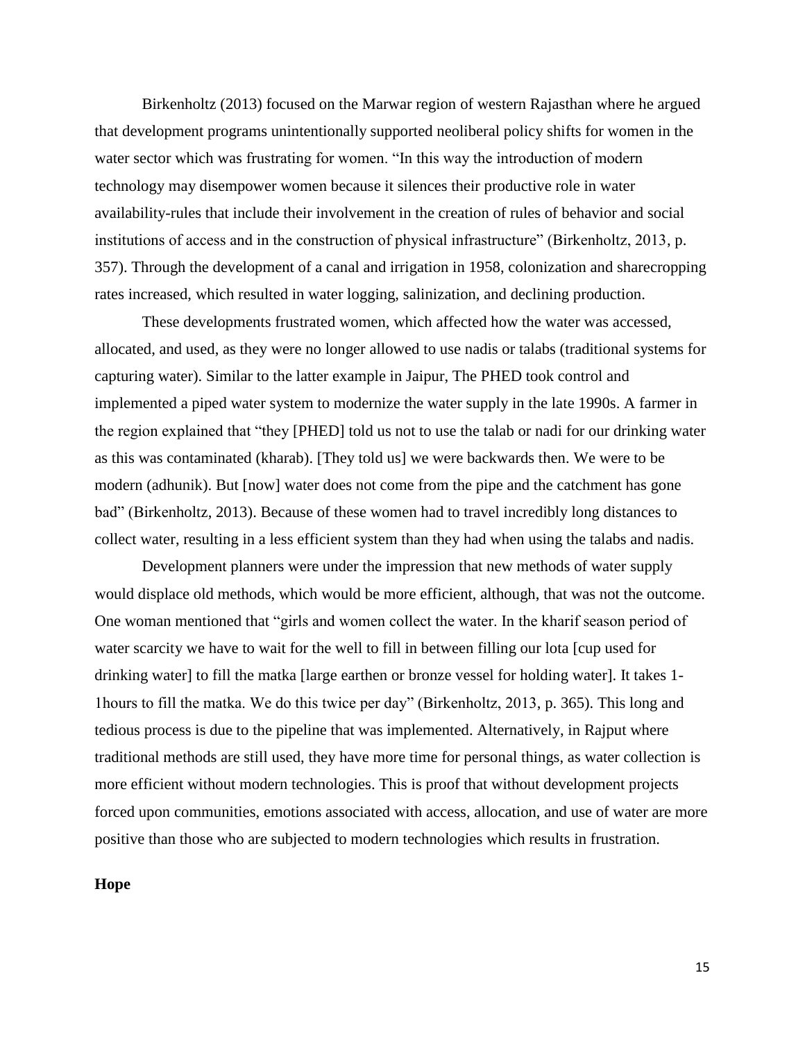Birkenholtz (2013) focused on the Marwar region of western Rajasthan where he argued that development programs unintentionally supported neoliberal policy shifts for women in the water sector which was frustrating for women. "In this way the introduction of modern technology may disempower women because it silences their productive role in water availability-rules that include their involvement in the creation of rules of behavior and social institutions of access and in the construction of physical infrastructure" (Birkenholtz, 2013, p. 357). Through the development of a canal and irrigation in 1958, colonization and sharecropping rates increased, which resulted in water logging, salinization, and declining production.

These developments frustrated women, which affected how the water was accessed, allocated, and used, as they were no longer allowed to use nadis or talabs (traditional systems for capturing water). Similar to the latter example in Jaipur, The PHED took control and implemented a piped water system to modernize the water supply in the late 1990s. A farmer in the region explained that "they [PHED] told us not to use the talab or nadi for our drinking water as this was contaminated (kharab). [They told us] we were backwards then. We were to be modern (adhunik). But [now] water does not come from the pipe and the catchment has gone bad" (Birkenholtz, 2013). Because of these women had to travel incredibly long distances to collect water, resulting in a less efficient system than they had when using the talabs and nadis.

Development planners were under the impression that new methods of water supply would displace old methods, which would be more efficient, although, that was not the outcome. One woman mentioned that "girls and women collect the water. In the kharif season period of water scarcity we have to wait for the well to fill in between filling our lota [cup used for drinking water] to fill the matka [large earthen or bronze vessel for holding water]. It takes 1-1hours to fill the matka. We do this twice per day" (Birkenholtz, 2013, p. 365). This long and tedious process is due to the pipeline that was implemented. Alternatively, in Rajput where traditional methods are still used, they have more time for personal things, as water collection is more efficient without modern technologies. This is proof that without development projects forced upon communities, emotions associated with access, allocation, and use of water are more positive than those who are subjected to modern technologies which results in frustration.

**Hope**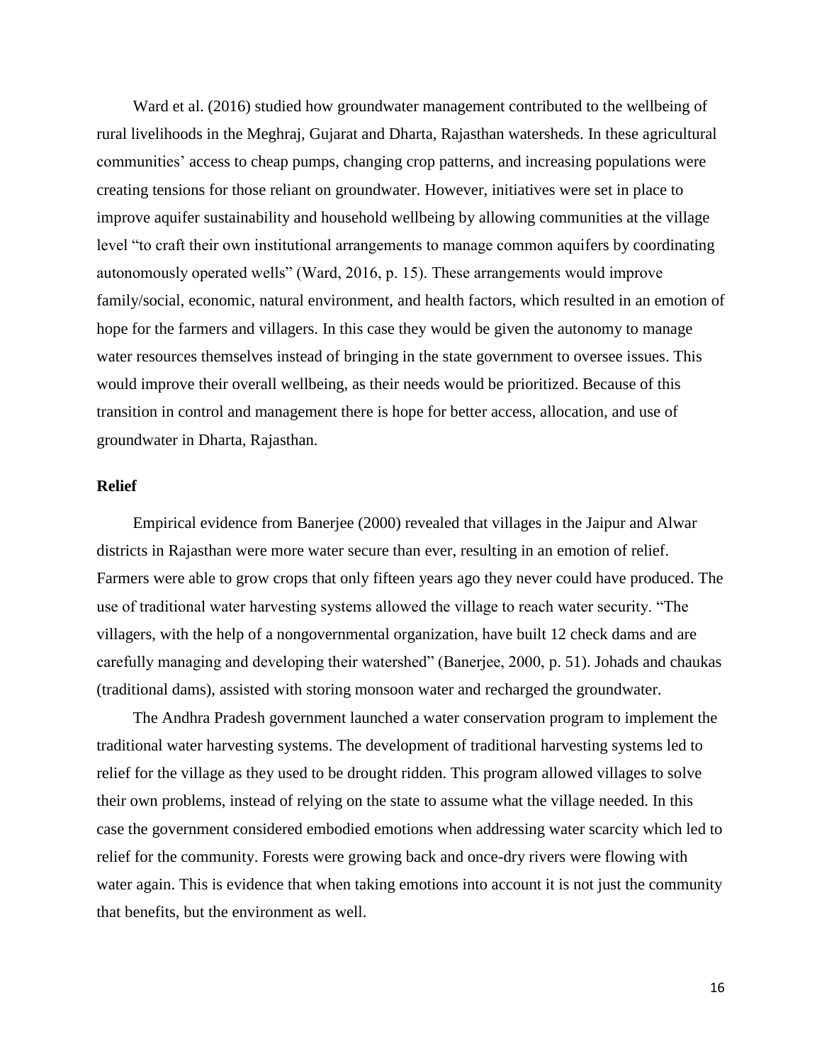Ward et al. (2016) studied how groundwater management contributed to the wellbeing of rural livelihoods in the Meghraj, Gujarat and Dharta, Rajasthan watersheds. In these agricultural communities' access to cheap pumps, changing crop patterns, and increasing populations were creating tensions for those reliant on groundwater. However, initiatives were set in place to improve aquifer sustainability and household wellbeing by allowing communities at the village level "to craft their own institutional arrangements to manage common aquifers by coordinating autonomously operated wells" (Ward, 2016, p. 15). These arrangements would improve family/social, economic, natural environment, and health factors, which resulted in an emotion of hope for the farmers and villagers. In this case they would be given the autonomy to manage water resources themselves instead of bringing in the state government to oversee issues. This would improve their overall wellbeing, as their needs would be prioritized. Because of this transition in control and management there is hope for better access, allocation, and use of groundwater in Dharta, Rajasthan.

**Relief**

Empirical evidence from Banerjee (2000) revealed that villages in the Jaipur and Alwar districts in Rajasthan were more water secure than ever, resulting in an emotion of relief. Farmers were able to grow crops that only fifteen years ago they never could have produced. The use of traditional water harvesting systems allowed the village to reach water security. "The villagers, with the help of a nongovernmental organization, have built 12 check dams and are carefully managing and developing their watershed" (Banerjee, 2000, p. 51). Johads and chaukas (traditional dams), assisted with storing monsoon water and recharged the groundwater.

The Andhra Pradesh government launched a water conservation program to implement the traditional water harvesting systems. The development of traditional harvesting systems led to relief for the village as they used to be drought ridden. This program allowed villages to solve their own problems, instead of relying on the state to assume what the village needed. In this case the government considered embodied emotions when addressing water scarcity which led to relief for the community. Forests were growing back and once-dry rivers were flowing with water again. This is evidence that when taking emotions into account it is not just the community that benefits, but the environment as well.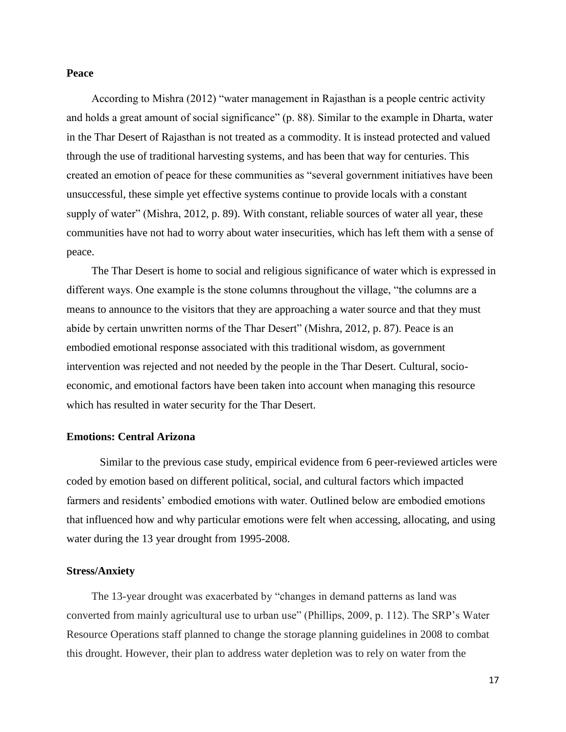### Peace

According to Mishra (2012) "water management in Rajasthan is a people centric activity and holds a great amount of social significance" (p. 88). Similar to the example in Dharta, water in the Thar Desert of Rajasthan is not treated as a commodity. It is instead protected and valued through the use of traditional harvesting systems, and has been that way for centuries. This created an emotion of peace for these communities as "several government initiatives have been unsuccessful, these simple yet effective systems continue to provide locals with a constant supply of water" (Mishra, 2012, p. 89). With constant, reliable sources of water all year, these communities have not had to worry about water insecurities, which has left them with a sense of peace.

The Thar Desert is home to social and religious significance of water which is expressed in different ways. One example is the stone columns throughout the village, "the columns are a means to announce to the visitors that they are approaching a water source and that they must abide by certain unwritten norms of the Thar Desert" (Mishra, 2012, p. 87). Peace is an embodied emotional response associated with this traditional wisdom, as government intervention was rejected and not needed by the people in the Thar Desert. Cultural, socio-economic, and emotional factors have been taken into account when managing this resource which has resulted in water security for the Thar Desert.

### Emotions: Central Arizona

Similar to the previous case study, empirical evidence from 6 peer-reviewed articles were coded by emotion based on different political, social, and cultural factors which impacted farmers and residents' embodied emotions with water. Outlined below are embodied emotions that influenced how and why particular emotions were felt when accessing, allocating, and using water during the 13 year drought from 1995-2008.

### Stress/Anxiety

The 13-year drought was exacerbated by "changes in demand patterns as land was converted from mainly agricultural use to urban use" (Phillips, 2009, p. 112). The SRP's Water Resource Operations staff planned to change the storage planning guidelines in 2008 to combat this drought. However, their plan to address water depletion was to rely on water from the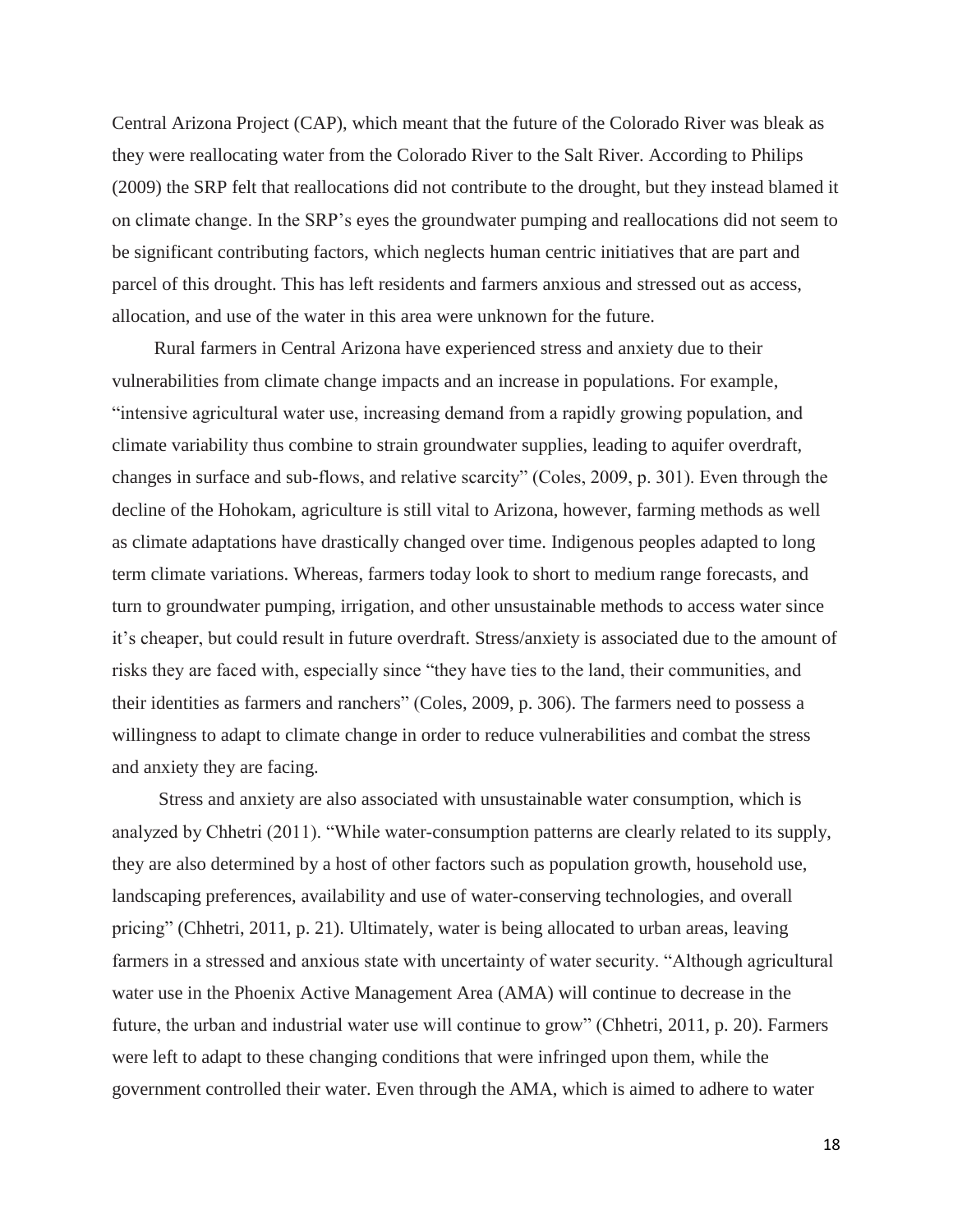Central Arizona Project (CAP), which meant that the future of the Colorado River was bleak as they were reallocating water from the Colorado River to the Salt River. According to Philips (2009) the SRP felt that reallocations did not contribute to the drought, but they instead blamed it on climate change. In the SRP's eyes the groundwater pumping and reallocations did not seem to be significant contributing factors, which neglects human centric initiatives that are part and parcel of this drought. This has left residents and farmers anxious and stressed out as access, allocation, and use of the water in this area were unknown for the future.

Rural farmers in Central Arizona have experienced stress and anxiety due to their vulnerabilities from climate change impacts and an increase in populations. For example, "intensive agricultural water use, increasing demand from a rapidly growing population, and climate variability thus combine to strain groundwater supplies, leading to aquifer overdraft, changes in surface and sub-flows, and relative scarcity" (Coles, 2009, p. 301). Even through the decline of the Hohokam, agriculture is still vital to Arizona, however, farming methods as well as climate adaptations have drastically changed over time. Indigenous peoples adapted to long term climate variations. Whereas, farmers today look to short to medium range forecasts, and turn to groundwater pumping, irrigation, and other unsustainable methods to access water since it's cheaper, but could result in future overdraft. Stress/anxiety is associated due to the amount of risks they are faced with, especially since "they have ties to the land, their communities, and their identities as farmers and ranchers" (Coles, 2009, p. 306). The farmers need to possess a willingness to adapt to climate change in order to reduce vulnerabilities and combat the stress and anxiety they are facing.

Stress and anxiety are also associated with unsustainable water consumption, which is analyzed by Chhetri (2011). "While water-consumption patterns are clearly related to its supply, they are also determined by a host of other factors such as population growth, household use, landscaping preferences, availability and use of water-conserving technologies, and overall pricing" (Chhetri, 2011, p. 21). Ultimately, water is being allocated to urban areas, leaving farmers in a stressed and anxious state with uncertainty of water security. "Although agricultural water use in the Phoenix Active Management Area (AMA) will continue to decrease in the future, the urban and industrial water use will continue to grow" (Chhetri, 2011, p. 20). Farmers were left to adapt to these changing conditions that were infringed upon them, while the government controlled their water. Even through the AMA, which is aimed to adhere to water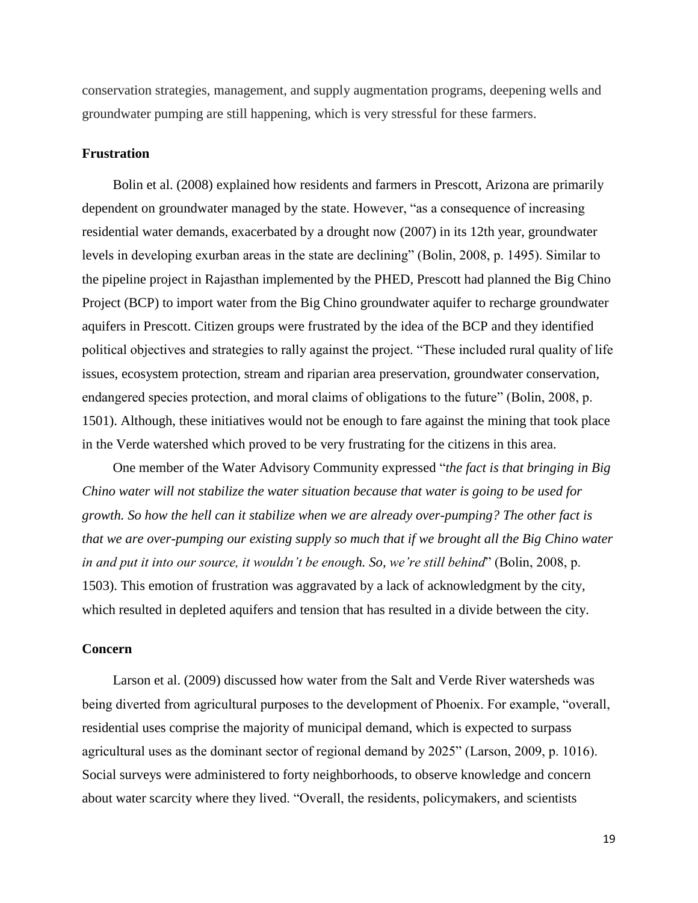conservation strategies, management, and supply augmentation programs, deepening wells and groundwater pumping are still happening, which is very stressful for these farmers.

### Frustration

Bolin et al. (2008) explained how residents and farmers in Prescott, Arizona are primarily dependent on groundwater managed by the state. However, "as a consequence of increasing residential water demands, exacerbated by a drought now (2007) in its 12th year, groundwater levels in developing exurban areas in the state are declining" (Bolin, 2008, p. 1495). Similar to the pipeline project in Rajasthan implemented by the PHED, Prescott had planned the Big Chino Project (BCP) to import water from the Big Chino groundwater aquifer to recharge groundwater aquifers in Prescott. Citizen groups were frustrated by the idea of the BCP and they identified political objectives and strategies to rally against the project. "These included rural quality of life issues, ecosystem protection, stream and riparian area preservation, groundwater conservation, endangered species protection, and moral claims of obligations to the future" (Bolin, 2008, p. 1501). Although, these initiatives would not be enough to fare against the mining that took place in the Verde watershed which proved to be very frustrating for the citizens in this area.

One member of the Water Advisory Community expressed "*the fact is that bringing in Big Chino water will not stabilize the water situation because that water is going to be used for growth. So how the hell can it stabilize when we are already over-pumping? The other fact is that we are over-pumping our existing supply so much that if we brought all the Big Chino water in and put it into our source, it wouldn't be enough. So, we're still behind*" (Bolin, 2008, p. 1503). This emotion of frustration was aggravated by a lack of acknowledgment by the city, which resulted in depleted aquifers and tension that has resulted in a divide between the city.

### Concern

Larson et al. (2009) discussed how water from the Salt and Verde River watersheds was being diverted from agricultural purposes to the development of Phoenix. For example, "overall, residential uses comprise the majority of municipal demand, which is expected to surpass agricultural uses as the dominant sector of regional demand by 2025" (Larson, 2009, p. 1016). Social surveys were administered to forty neighborhoods, to observe knowledge and concern about water scarcity where they lived. "Overall, the residents, policymakers, and scientists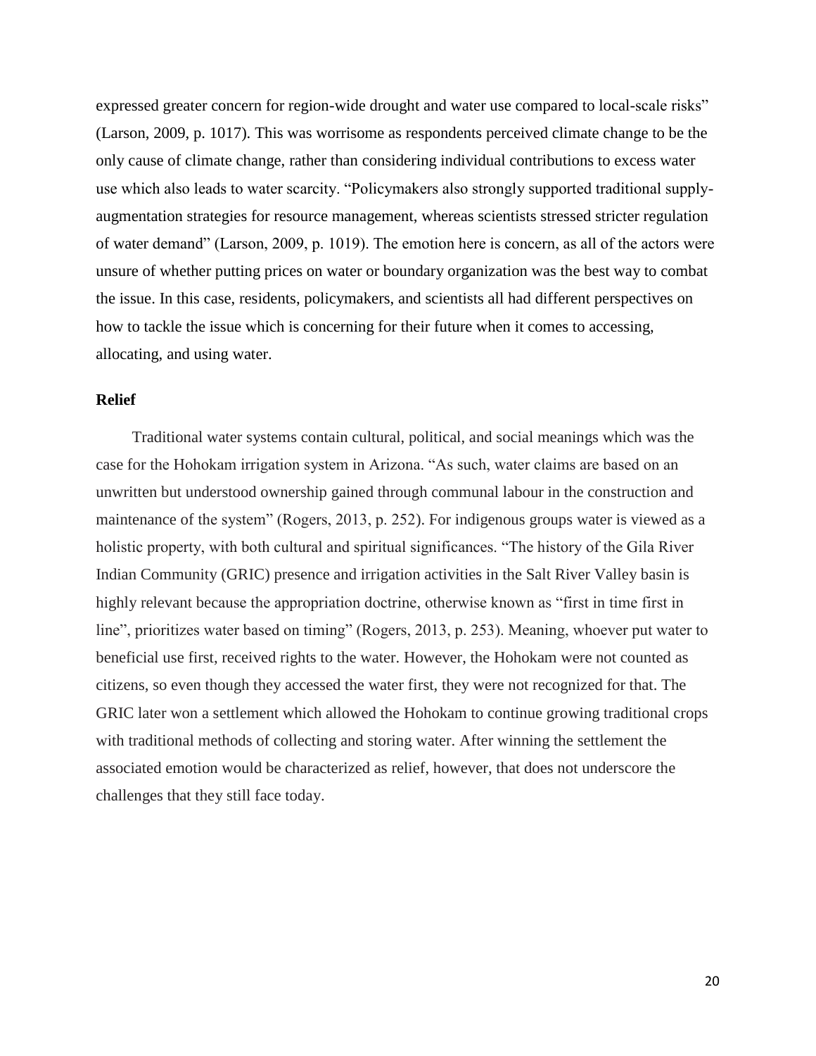expressed greater concern for region-wide drought and water use compared to local-scale risks" (Larson, 2009, p. 1017). This was worrisome as respondents perceived climate change to be the only cause of climate change, rather than considering individual contributions to excess water use which also leads to water scarcity. "Policymakers also strongly supported traditional supply-augmentation strategies for resource management, whereas scientists stressed stricter regulation of water demand" (Larson, 2009, p. 1019). The emotion here is concern, as all of the actors were unsure of whether putting prices on water or boundary organization was the best way to combat the issue. In this case, residents, policymakers, and scientists all had different perspectives on how to tackle the issue which is concerning for their future when it comes to accessing, allocating, and using water.

### Relief

Traditional water systems contain cultural, political, and social meanings which was the case for the Hohokam irrigation system in Arizona. "As such, water claims are based on an unwritten but understood ownership gained through communal labour in the construction and maintenance of the system" (Rogers, 2013, p. 252). For indigenous groups water is viewed as a holistic property, with both cultural and spiritual significances. "The history of the Gila River Indian Community (GRIC) presence and irrigation activities in the Salt River Valley basin is highly relevant because the appropriation doctrine, otherwise known as "first in time first in line", prioritizes water based on timing" (Rogers, 2013, p. 253). Meaning, whoever put water to beneficial use first, received rights to the water. However, the Hohokam were not counted as citizens, so even though they accessed the water first, they were not recognized for that. The GRIC later won a settlement which allowed the Hohokam to continue growing traditional crops with traditional methods of collecting and storing water. After winning the settlement the associated emotion would be characterized as relief, however, that does not underscore the challenges that they still face today.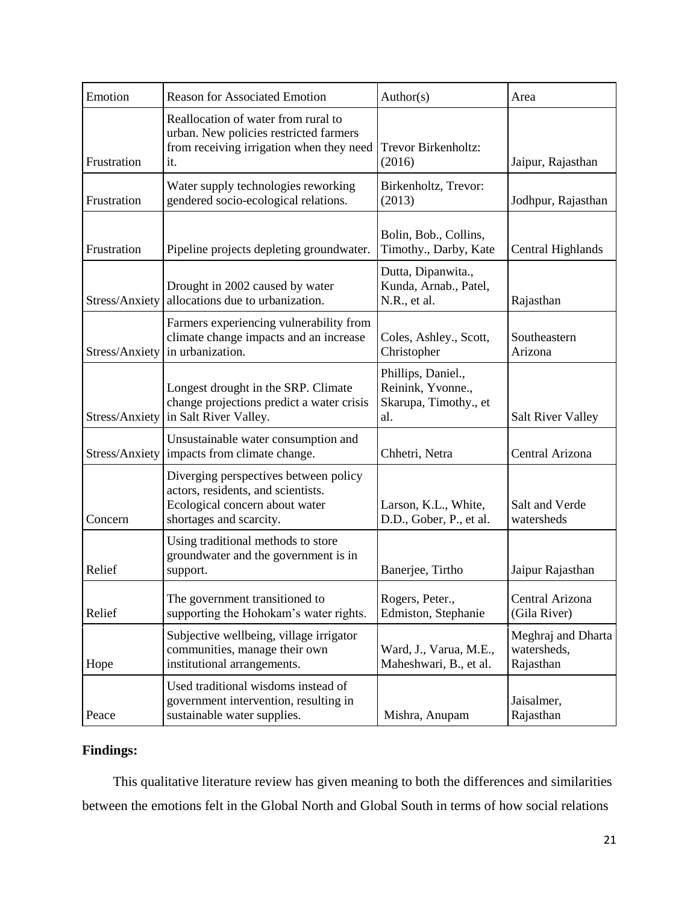| Emotion | Reason for Associated Emotion | Author(s) | Area |
| --- | --- | --- | --- |
| Frustration | Reallocation of water from rural to urban. New policies restricted farmers from receiving irrigation when they need it. | Trevor Birkenholtz: (2016) | Jaipur, Rajasthan |
| Frustration | Water supply technologies reworking gendered socio-ecological relations. | Birkenholtz, Trevor: (2013) | Jodhpur, Rajasthan |
| Frustration | Pipeline projects depleting groundwater. | Bolin, Bob., Collins, Timothy., Darby, Kate | Central Highlands |
| Stress/Anxiety | Drought in 2002 caused by water allocations due to urbanization. | Dutta, Dipanwita., Kunda, Arnab., Patel, N.R., et al. | Rajasthan |
| Stress/Anxiety | Farmers experiencing vulnerability from climate change impacts and an increase in urbanization. | Coles, Ashley., Scott, Christopher | Southeastern Arizona |
| Stress/Anxiety | Longest drought in the SRP. Climate change projections predict a water crisis in Salt River Valley. | Phillips, Daniel., Reinink, Yvonne., Skarupa, Timothy., et al. | Salt River Valley |
| Stress/Anxiety | Unsustainable water consumption and impacts from climate change. | Chhetri, Netra | Central Arizona |
| Concern | Diverging perspectives between policy actors, residents, and scientists. Ecological concern about water shortages and scarcity. | Larson, K.L., White, D.D., Gober, P., et al. | Salt and Verde watersheds |
| Relief | Using traditional methods to store groundwater and the government is in support. | Banerjee, Tirtho | Jaipur Rajasthan |
| Relief | The government transitioned to supporting the Hohokam's water rights. | Rogers, Peter., Edmiston, Stephanie | Central Arizona (Gila River) |
| Hope | Subjective wellbeing, village irrigator communities, manage their own institutional arrangements. | Ward, J., Varua, M.E., Maheshwari, B., et al. | Meghraj and Dharta watersheds, Rajasthan |
| Peace | Used traditional wisdoms instead of government intervention, resulting in sustainable water supplies. | Mishra, Anupam | Jaisalmer, Rajasthan |

**Findings:**

This qualitative literature review has given meaning to both the differences and similarities between the emotions felt in the Global North and Global South in terms of how social relations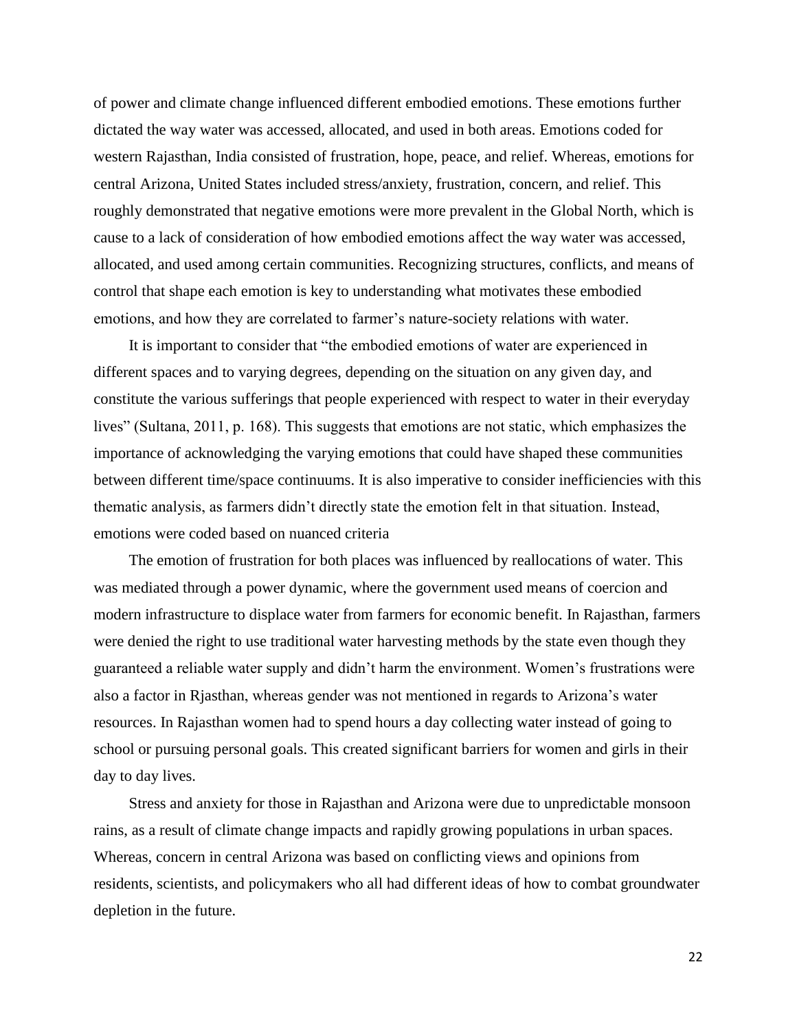of power and climate change influenced different embodied emotions. These emotions further dictated the way water was accessed, allocated, and used in both areas. Emotions coded for western Rajasthan, India consisted of frustration, hope, peace, and relief. Whereas, emotions for central Arizona, United States included stress/anxiety, frustration, concern, and relief. This roughly demonstrated that negative emotions were more prevalent in the Global North, which is cause to a lack of consideration of how embodied emotions affect the way water was accessed, allocated, and used among certain communities. Recognizing structures, conflicts, and means of control that shape each emotion is key to understanding what motivates these embodied emotions, and how they are correlated to farmer's nature-society relations with water.

It is important to consider that "the embodied emotions of water are experienced in different spaces and to varying degrees, depending on the situation on any given day, and constitute the various sufferings that people experienced with respect to water in their everyday lives" (Sultana, 2011, p. 168). This suggests that emotions are not static, which emphasizes the importance of acknowledging the varying emotions that could have shaped these communities between different time/space continuums. It is also imperative to consider inefficiencies with this thematic analysis, as farmers didn't directly state the emotion felt in that situation. Instead, emotions were coded based on nuanced criteria

The emotion of frustration for both places was influenced by reallocations of water. This was mediated through a power dynamic, where the government used means of coercion and modern infrastructure to displace water from farmers for economic benefit. In Rajasthan, farmers were denied the right to use traditional water harvesting methods by the state even though they guaranteed a reliable water supply and didn't harm the environment. Women's frustrations were also a factor in Rjasthan, whereas gender was not mentioned in regards to Arizona's water resources. In Rajasthan women had to spend hours a day collecting water instead of going to school or pursuing personal goals. This created significant barriers for women and girls in their day to day lives.

Stress and anxiety for those in Rajasthan and Arizona were due to unpredictable monsoon rains, as a result of climate change impacts and rapidly growing populations in urban spaces. Whereas, concern in central Arizona was based on conflicting views and opinions from residents, scientists, and policymakers who all had different ideas of how to combat groundwater depletion in the future.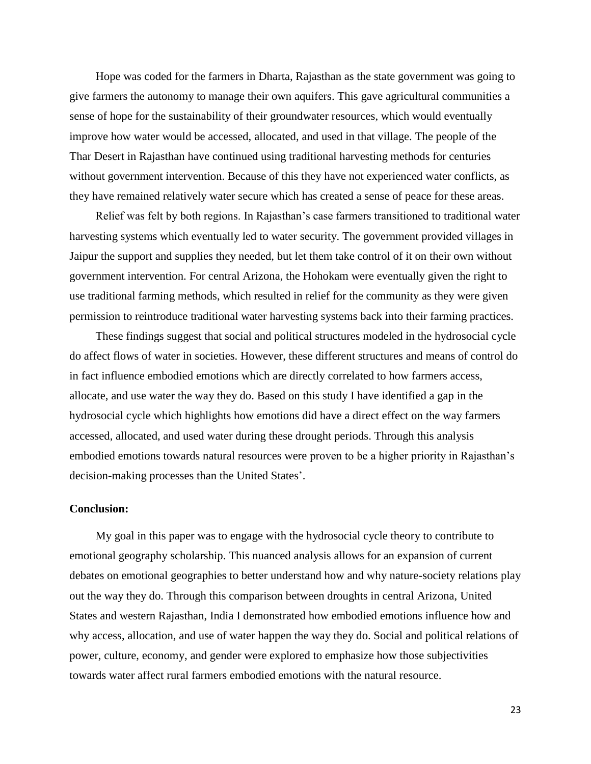Hope was coded for the farmers in Dharta, Rajasthan as the state government was going to give farmers the autonomy to manage their own aquifers. This gave agricultural communities a sense of hope for the sustainability of their groundwater resources, which would eventually improve how water would be accessed, allocated, and used in that village. The people of the Thar Desert in Rajasthan have continued using traditional harvesting methods for centuries without government intervention. Because of this they have not experienced water conflicts, as they have remained relatively water secure which has created a sense of peace for these areas.

Relief was felt by both regions. In Rajasthan's case farmers transitioned to traditional water harvesting systems which eventually led to water security. The government provided villages in Jaipur the support and supplies they needed, but let them take control of it on their own without government intervention. For central Arizona, the Hohokam were eventually given the right to use traditional farming methods, which resulted in relief for the community as they were given permission to reintroduce traditional water harvesting systems back into their farming practices.

These findings suggest that social and political structures modeled in the hydrosocial cycle do affect flows of water in societies. However, these different structures and means of control do in fact influence embodied emotions which are directly correlated to how farmers access, allocate, and use water the way they do. Based on this study I have identified a gap in the hydrosocial cycle which highlights how emotions did have a direct effect on the way farmers accessed, allocated, and used water during these drought periods. Through this analysis embodied emotions towards natural resources were proven to be a higher priority in Rajasthan's decision-making processes than the United States'.

**Conclusion:**

My goal in this paper was to engage with the hydrosocial cycle theory to contribute to emotional geography scholarship. This nuanced analysis allows for an expansion of current debates on emotional geographies to better understand how and why nature-society relations play out the way they do. Through this comparison between droughts in central Arizona, United States and western Rajasthan, India I demonstrated how embodied emotions influence how and why access, allocation, and use of water happen the way they do. Social and political relations of power, culture, economy, and gender were explored to emphasize how those subjectivities towards water affect rural farmers embodied emotions with the natural resource.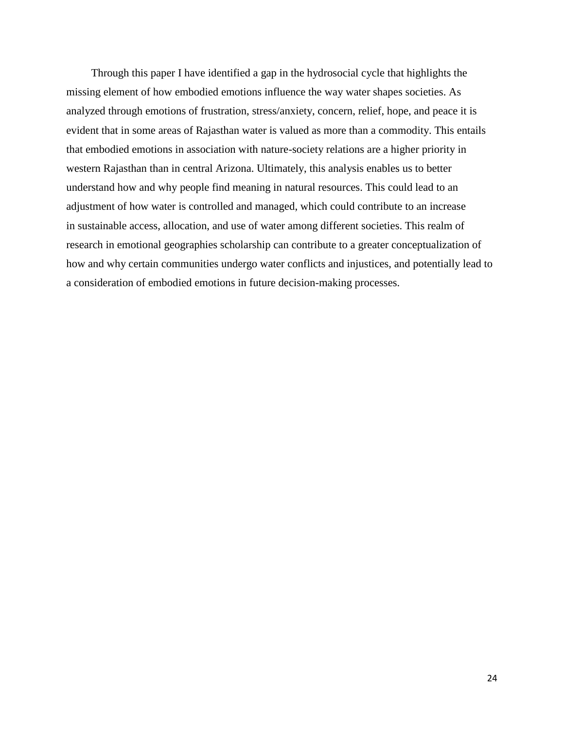Through this paper I have identified a gap in the hydrosocial cycle that highlights the missing element of how embodied emotions influence the way water shapes societies. As analyzed through emotions of frustration, stress/anxiety, concern, relief, hope, and peace it is evident that in some areas of Rajasthan water is valued as more than a commodity. This entails that embodied emotions in association with nature-society relations are a higher priority in western Rajasthan than in central Arizona. Ultimately, this analysis enables us to better understand how and why people find meaning in natural resources. This could lead to an adjustment of how water is controlled and managed, which could contribute to an increase in sustainable access, allocation, and use of water among different societies. This realm of research in emotional geographies scholarship can contribute to a greater conceptualization of how and why certain communities undergo water conflicts and injustices, and potentially lead to a consideration of embodied emotions in future decision-making processes.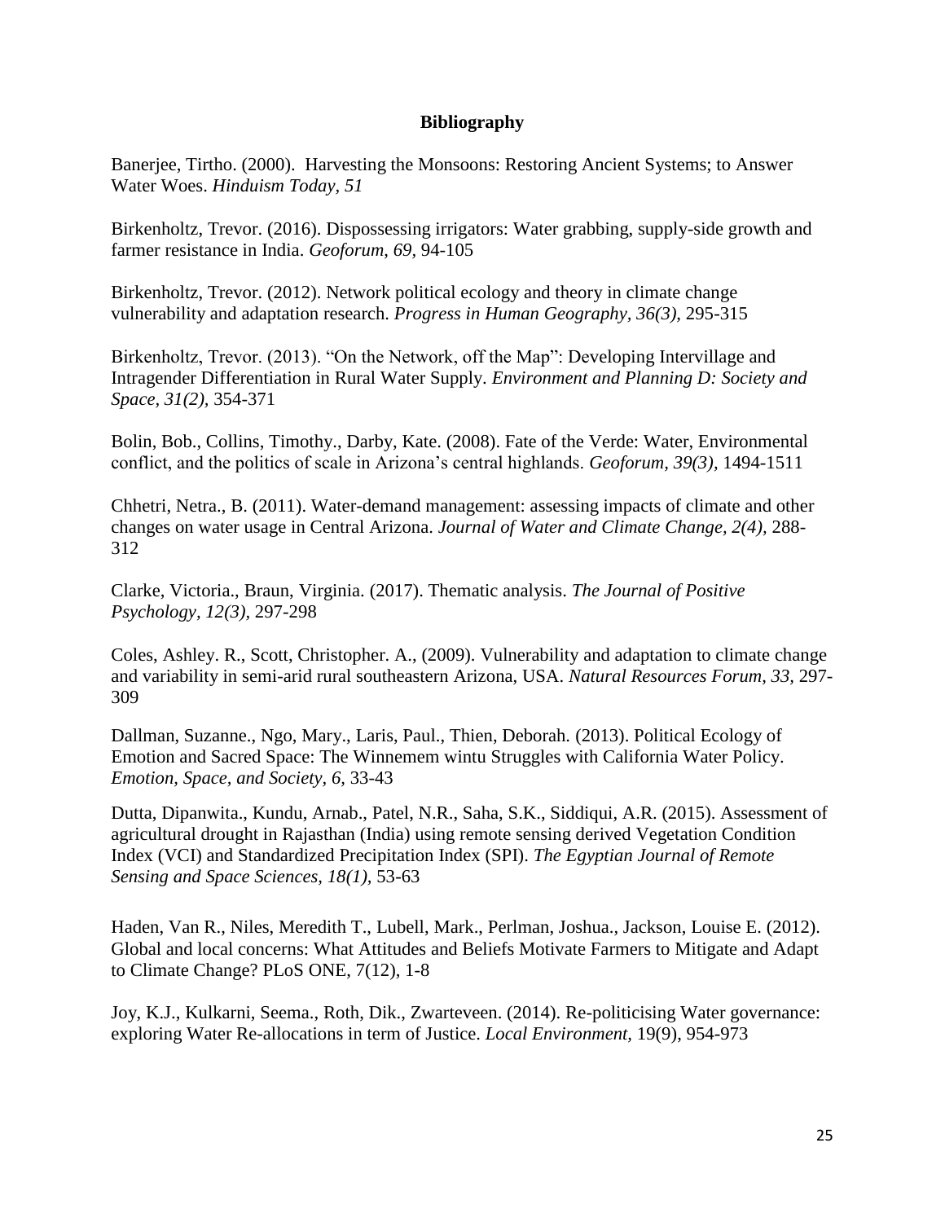**Bibliography**

Banerjee, Tirtho. (2000). Harvesting the Monsoons: Restoring Ancient Systems; to Answer Water Woes. *Hinduism Today, 51*

Birkenholtz, Trevor. (2016). Dispossessing irrigators: Water grabbing, supply-side growth and farmer resistance in India. *Geoforum, 69,* 94-105

Birkenholtz, Trevor. (2012). Network political ecology and theory in climate change vulnerability and adaptation research. *Progress in Human Geography, 36(3),* 295-315

Birkenholtz, Trevor. (2013). "On the Network, off the Map": Developing Intervillage and Intragender Differentiation in Rural Water Supply. *Environment and Planning D: Society and Space, 31(2),* 354-371

Bolin, Bob., Collins, Timothy., Darby, Kate. (2008). Fate of the Verde: Water, Environmental conflict, and the politics of scale in Arizona's central highlands. *Geoforum, 39(3),* 1494-1511

Chhetri, Netra., B. (2011). Water-demand management: assessing impacts of climate and other changes on water usage in Central Arizona. *Journal of Water and Climate Change, 2(4),* 288-312

Clarke, Victoria., Braun, Virginia. (2017). Thematic analysis. *The Journal of Positive Psychology, 12(3),* 297-298

Coles, Ashley. R., Scott, Christopher. A., (2009). Vulnerability and adaptation to climate change and variability in semi-arid rural southeastern Arizona, USA. *Natural Resources Forum, 33,* 297-309

Dallman, Suzanne., Ngo, Mary., Laris, Paul., Thien, Deborah. (2013). Political Ecology of Emotion and Sacred Space: The Winnemem wintu Struggles with California Water Policy. *Emotion, Space, and Society, 6,* 33-43

Dutta, Dipanwita., Kundu, Arnab., Patel, N.R., Saha, S.K., Siddiqui, A.R. (2015). Assessment of agricultural drought in Rajasthan (India) using remote sensing derived Vegetation Condition Index (VCI) and Standardized Precipitation Index (SPI). *The Egyptian Journal of Remote Sensing and Space Sciences, 18(1),* 53-63

Haden, Van R., Niles, Meredith T., Lubell, Mark., Perlman, Joshua., Jackson, Louise E. (2012). Global and local concerns: What Attitudes and Beliefs Motivate Farmers to Mitigate and Adapt to Climate Change? PLoS ONE, 7(12), 1-8

Joy, K.J., Kulkarni, Seema., Roth, Dik., Zwarteveen. (2014). Re-politicising Water governance: exploring Water Re-allocations in term of Justice. *Local Environment,* 19(9), 954-973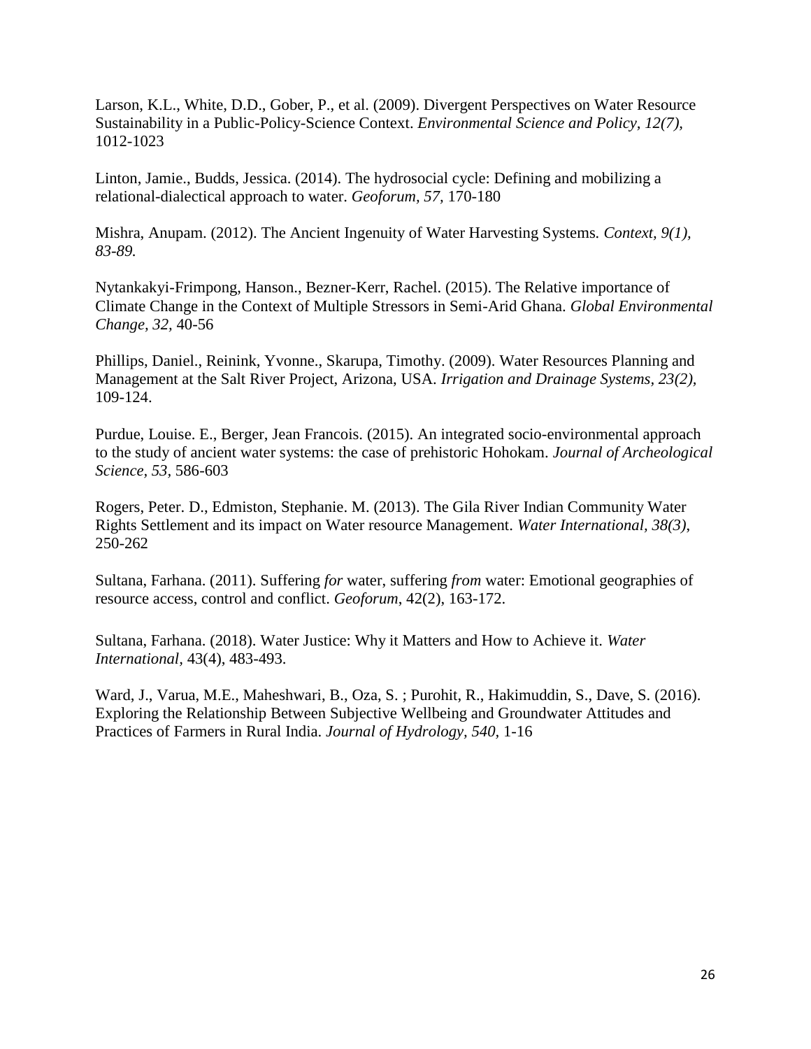Larson, K.L., White, D.D., Gober, P., et al. (2009). Divergent Perspectives on Water Resource Sustainability in a Public-Policy-Science Context. *Environmental Science and Policy, 12(7),* 1012-1023

Linton, Jamie., Budds, Jessica. (2014). The hydrosocial cycle: Defining and mobilizing a relational-dialectical approach to water. *Geoforum, 57,* 170-180

Mishra, Anupam. (2012). The Ancient Ingenuity of Water Harvesting Systems. *Context, 9(1), 83-89.*

Nytankakyi-Frimpong, Hanson., Bezner-Kerr, Rachel. (2015). The Relative importance of Climate Change in the Context of Multiple Stressors in Semi-Arid Ghana. *Global Environmental Change, 32,* 40-56

Phillips, Daniel., Reinink, Yvonne., Skarupa, Timothy. (2009). Water Resources Planning and Management at the Salt River Project, Arizona, USA. *Irrigation and Drainage Systems, 23(2),* 109-124.

Purdue, Louise. E., Berger, Jean Francois. (2015). An integrated socio-environmental approach to the study of ancient water systems: the case of prehistoric Hohokam. *Journal of Archeological Science, 53,* 586-603

Rogers, Peter. D., Edmiston, Stephanie. M. (2013). The Gila River Indian Community Water Rights Settlement and its impact on Water resource Management. *Water International, 38(3),* 250-262

Sultana, Farhana. (2011). Suffering *for* water, suffering *from* water: Emotional geographies of resource access, control and conflict. *Geoforum*, 42(2), 163-172.

Sultana, Farhana. (2018). Water Justice: Why it Matters and How to Achieve it. *Water International*, 43(4), 483-493.

Ward, J., Varua, M.E., Maheshwari, B., Oza, S. ; Purohit, R., Hakimuddin, S., Dave, S. (2016). Exploring the Relationship Between Subjective Wellbeing and Groundwater Attitudes and Practices of Farmers in Rural India. *Journal of Hydrology, 540,* 1-16